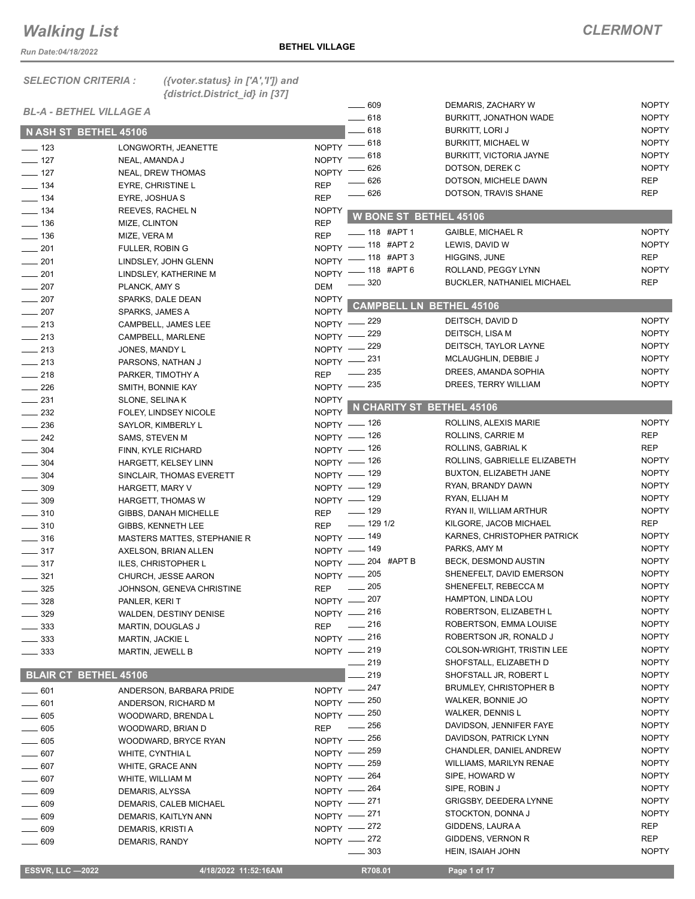# Walking List

**CLERMONT**

Run Date:04/18/2022

**BETHEL VILLAGE**

*SELECTION CRITERIA :* *({voter.status} in ['A','I']) and {district.District_id} in [37]*

*BL-A - BETHEL VILLAGE A*

## N ASH ST BETHEL 45106

| No. | Name | Party |
|---|---|---|
| 123 | LONGWORTH, JEANETTE | NOPTY |
| 127 | NEAL, AMANDA J | NOPTY |
| 127 | NEAL, DREW THOMAS | NOPTY |
| 134 | EYRE, CHRISTINE L | REP |
| 134 | EYRE, JOSHUA S | REP |
| 134 | REEVES, RACHEL N | NOPTY |
| 136 | MIZE, CLINTON | REP |
| 136 | MIZE, VERA M | REP |
| 201 | FULLER, ROBIN G | NOPTY |
| 201 | LINDSLEY, JOHN GLENN | NOPTY |
| 201 | LINDSLEY, KATHERINE M | NOPTY |
| 207 | PLANCK, AMY S | DEM |
| 207 | SPARKS, DALE DEAN | NOPTY |
| 207 | SPARKS, JAMES A | NOPTY |
| 213 | CAMPBELL, JAMES LEE | NOPTY |
| 213 | CAMPBELL, MARLENE | NOPTY |
| 213 | JONES, MANDY L | NOPTY |
| 213 | PARSONS, NATHAN J | NOPTY |
| 218 | PARKER, TIMOTHY A | REP |
| 226 | SMITH, BONNIE KAY | NOPTY |
| 231 | SLONE, SELINA K | NOPTY |
| 232 | FOLEY, LINDSEY NICOLE | NOPTY |
| 236 | SAYLOR, KIMBERLY L | NOPTY |
| 242 | SAMS, STEVEN M | NOPTY |
| 304 | FINN, KYLE RICHARD | NOPTY |
| 304 | HARGETT, KELSEY LINN | NOPTY |
| 304 | SINCLAIR, THOMAS EVERETT | NOPTY |
| 309 | HARGETT, MARY V | NOPTY |
| 309 | HARGETT, THOMAS W | NOPTY |
| 310 | GIBBS, DANAH MICHELLE | REP |
| 310 | GIBBS, KENNETH LEE | REP |
| 316 | MASTERS MATTES, STEPHANIE R | NOPTY |
| 317 | AXELSON, BRIAN ALLEN | NOPTY |
| 317 | ILES, CHRISTOPHER L | NOPTY |
| 321 | CHURCH, JESSE AARON | NOPTY |
| 325 | JOHNSON, GENEVA CHRISTINE | REP |
| 328 | PANLER, KERI T | NOPTY |
| 329 | WALDEN, DESTINY DENISE | NOPTY |
| 333 | MARTIN, DOUGLAS J | REP |
| 333 | MARTIN, JACKIE L | NOPTY |
| 333 | MARTIN, JEWELL B | NOPTY |

## BLAIR CT BETHEL 45106

| No. | Name | Party |
|---|---|---|
| 601 | ANDERSON, BARBARA PRIDE | NOPTY |
| 601 | ANDERSON, RICHARD M | NOPTY |
| 605 | WOODWARD, BRENDA L | NOPTY |
| 605 | WOODWARD, BRIAN D | REP |
| 605 | WOODWARD, BRYCE RYAN | NOPTY |
| 607 | WHITE, CYNTHIA L | NOPTY |
| 607 | WHITE, GRACE ANN | NOPTY |
| 607 | WHITE, WILLIAM M | NOPTY |
| 609 | DEMARIS, ALYSSA | NOPTY |
| 609 | DEMARIS, CALEB MICHAEL | NOPTY |
| 609 | DEMARIS, KAITLYN ANN | NOPTY |
| 609 | DEMARIS, KRISTI A | NOPTY |
| 609 | DEMARIS, RANDY | NOPTY |
| 609 | DEMARIS, ZACHARY W | NOPTY |
| 618 | BURKITT, JONATHON WADE | NOPTY |
| 618 | BURKITT, LORI J | NOPTY |
| 618 | BURKITT, MICHAEL W | NOPTY |
| 618 | BURKITT, VICTORIA JAYNE | NOPTY |
| 626 | DOTSON, DEREK C | NOPTY |
| 626 | DOTSON, MICHELE DAWN | REP |
| 626 | DOTSON, TRAVIS SHANE | REP |

## W BONE ST BETHEL 45106

| No. | Name | Party |
|---|---|---|
| 118 #APT 1 | GAIBLE, MICHAEL R | NOPTY |
| 118 #APT 2 | LEWIS, DAVID W | NOPTY |
| 118 #APT 3 | HIGGINS, JUNE | REP |
| 118 #APT 6 | ROLLAND, PEGGY LYNN | NOPTY |
| 320 | BUCKLER, NATHANIEL MICHAEL | REP |

## CAMPBELL LN BETHEL 45106

| No. | Name | Party |
|---|---|---|
| 229 | DEITSCH, DAVID D | NOPTY |
| 229 | DEITSCH, LISA M | NOPTY |
| 229 | DEITSCH, TAYLOR LAYNE | NOPTY |
| 231 | MCLAUGHLIN, DEBBIE J | NOPTY |
| 235 | DREES, AMANDA SOPHIA | NOPTY |
| 235 | DREES, TERRY WILLIAM | NOPTY |

## N CHARITY ST BETHEL 45106

| No. | Name | Party |
|---|---|---|
| 126 | ROLLINS, ALEXIS MARIE | NOPTY |
| 126 | ROLLINS, CARRIE M | REP |
| 126 | ROLLINS, GABRIAL K | REP |
| 126 | ROLLINS, GABRIELLE ELIZABETH | NOPTY |
| 129 | BUXTON, ELIZABETH JANE | NOPTY |
| 129 | RYAN, BRANDY DAWN | NOPTY |
| 129 | RYAN, ELIJAH M | NOPTY |
| 129 | RYAN II, WILLIAM ARTHUR | NOPTY |
| 129 1/2 | KILGORE, JACOB MICHAEL | REP |
| 149 | KARNES, CHRISTOPHER PATRICK | NOPTY |
| 149 | PARKS, AMY M | NOPTY |
| 204 #APT B | BECK, DESMOND AUSTIN | NOPTY |
| 205 | SHENEFELT, DAVID EMERSON | NOPTY |
| 205 | SHENEFELT, REBECCA M | NOPTY |
| 207 | HAMPTON, LINDA LOU | NOPTY |
| 216 | ROBERTSON, ELIZABETH L | NOPTY |
| 216 | ROBERTSON, EMMA LOUISE | NOPTY |
| 216 | ROBERTSON JR, RONALD J | NOPTY |
| 219 | COLSON-WRIGHT, TRISTIN LEE | NOPTY |
| 219 | SHOFSTALL, ELIZABETH D | NOPTY |
| 219 | SHOFSTALL JR, ROBERT L | NOPTY |
| 247 | BRUMLEY, CHRISTOPHER B | NOPTY |
| 250 | WALKER, BONNIE JO | NOPTY |
| 250 | WALKER, DENNIS L | NOPTY |
| 256 | DAVIDSON, JENNIFER FAYE | NOPTY |
| 256 | DAVIDSON, PATRICK LYNN | NOPTY |
| 259 | CHANDLER, DANIEL ANDREW | NOPTY |
| 259 | WILLIAMS, MARILYN RENAE | NOPTY |
| 264 | SIPE, HOWARD W | NOPTY |
| 264 | SIPE, ROBIN J | NOPTY |
| 271 | GRIGSBY, DEEDERA LYNNE | NOPTY |
| 271 | STOCKTON, DONNA J | NOPTY |
| 272 | GIDDENS, LAURA A | REP |
| 272 | GIDDENS, VERNON R | REP |
| 303 | HEIN, ISAIAH JOHN | NOPTY |

ESSVR, LLC —2022 4/18/2022 11:52:16AM R708.01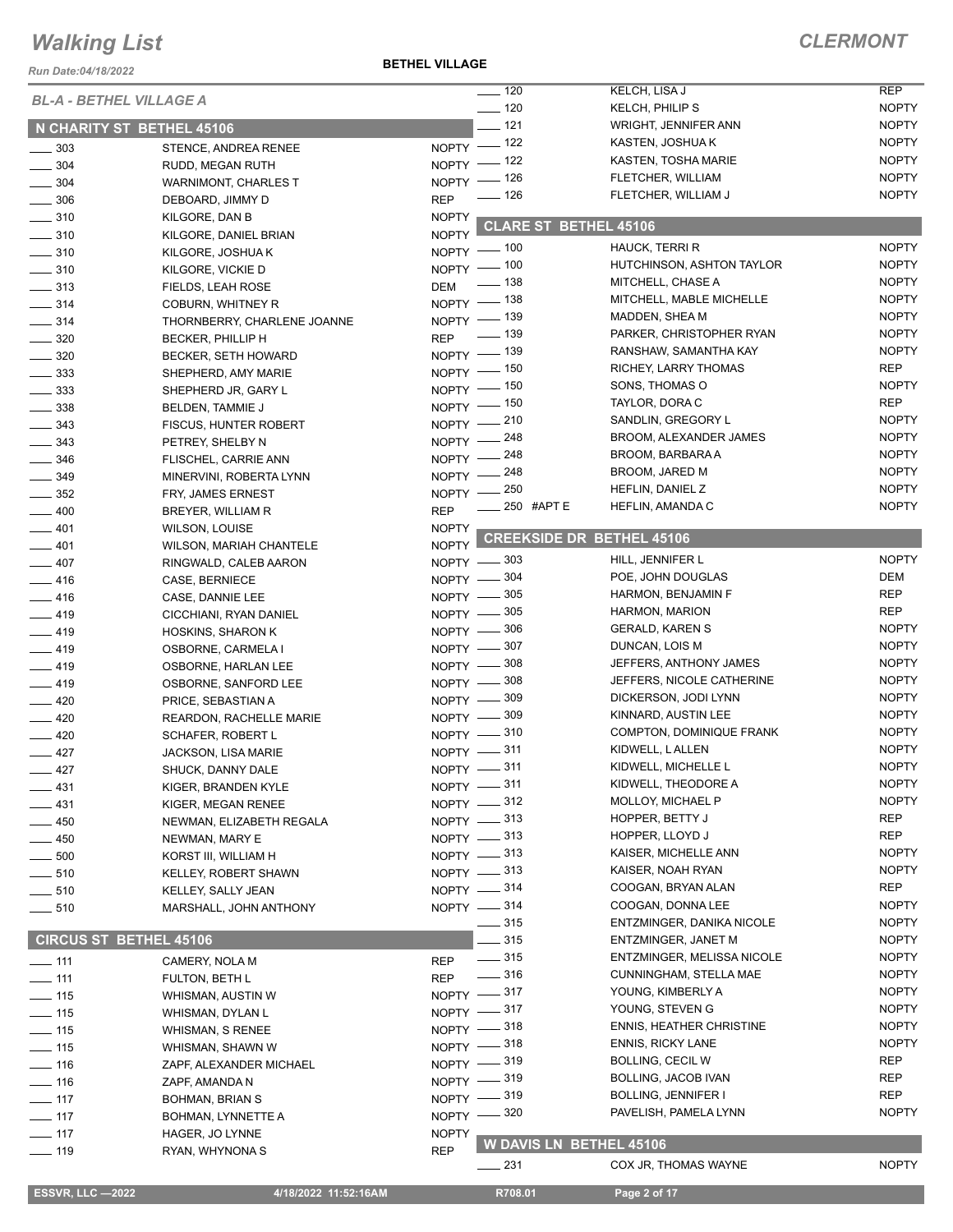# Walking List

## CLERMONT

Run Date:04/18/2022

BETHEL VILLAGE

### BL-A - BETHEL VILLAGE A

#### N CHARITY ST BETHEL 45106

| No. | Name | Party |
|---|---|---|
| 303 | STENCE, ANDREA RENEE | NOPTY |
| 304 | RUDD, MEGAN RUTH | NOPTY |
| 304 | WARNIMONT, CHARLES T | NOPTY |
| 306 | DEBOARD, JIMMY D | REP |
| 310 | KILGORE, DAN B | NOPTY |
| 310 | KILGORE, DANIEL BRIAN | NOPTY |
| 310 | KILGORE, JOSHUA K | NOPTY |
| 310 | KILGORE, VICKIE D | NOPTY |
| 313 | FIELDS, LEAH ROSE | DEM |
| 314 | COBURN, WHITNEY R | NOPTY |
| 314 | THORNBERRY, CHARLENE JOANNE | NOPTY |
| 320 | BECKER, PHILLIP H | REP |
| 320 | BECKER, SETH HOWARD | NOPTY |
| 333 | SHEPHERD, AMY MARIE | NOPTY |
| 333 | SHEPHERD JR, GARY L | NOPTY |
| 338 | BELDEN, TAMMIE J | NOPTY |
| 343 | FISCUS, HUNTER ROBERT | NOPTY |
| 343 | PETREY, SHELBY N | NOPTY |
| 346 | FLISCHEL, CARRIE ANN | NOPTY |
| 349 | MINERVINI, ROBERTA LYNN | NOPTY |
| 352 | FRY, JAMES ERNEST | NOPTY |
| 400 | BREYER, WILLIAM R | REP |
| 401 | WILSON, LOUISE | NOPTY |
| 401 | WILSON, MARIAH CHANTELE | NOPTY |
| 407 | RINGWALD, CALEB AARON | NOPTY |
| 416 | CASE, BERNIECE | NOPTY |
| 416 | CASE, DANNIE LEE | NOPTY |
| 419 | CICCHIANI, RYAN DANIEL | NOPTY |
| 419 | HOSKINS, SHARON K | NOPTY |
| 419 | OSBORNE, CARMELA I | NOPTY |
| 419 | OSBORNE, HARLAN LEE | NOPTY |
| 419 | OSBORNE, SANFORD LEE | NOPTY |
| 420 | PRICE, SEBASTIAN A | NOPTY |
| 420 | REARDON, RACHELLE MARIE | NOPTY |
| 420 | SCHAFER, ROBERT L | NOPTY |
| 427 | JACKSON, LISA MARIE | NOPTY |
| 427 | SHUCK, DANNY DALE | NOPTY |
| 431 | KIGER, BRANDEN KYLE | NOPTY |
| 431 | KIGER, MEGAN RENEE | NOPTY |
| 450 | NEWMAN, ELIZABETH REGALA | NOPTY |
| 450 | NEWMAN, MARY E | NOPTY |
| 500 | KORST III, WILLIAM H | NOPTY |
| 510 | KELLEY, ROBERT SHAWN | NOPTY |
| 510 | KELLEY, SALLY JEAN | NOPTY |
| 510 | MARSHALL, JOHN ANTHONY | NOPTY |

#### CIRCUS ST BETHEL 45106

| No. | Name | Party |
|---|---|---|
| 111 | CAMERY, NOLA M | REP |
| 111 | FULTON, BETH L | REP |
| 115 | WHISMAN, AUSTIN W | NOPTY |
| 115 | WHISMAN, DYLAN L | NOPTY |
| 115 | WHISMAN, S RENEE | NOPTY |
| 115 | WHISMAN, SHAWN W | NOPTY |
| 116 | ZAPF, ALEXANDER MICHAEL | NOPTY |
| 116 | ZAPF, AMANDA N | NOPTY |
| 117 | BOHMAN, BRIAN S | NOPTY |
| 117 | BOHMAN, LYNNETTE A | NOPTY |
| 117 | HAGER, JO LYNNE | NOPTY |
| 119 | RYAN, WHYNONA S | REP |
| 120 | KELCH, LISA J | REP |
| 120 | KELCH, PHILIP S | NOPTY |
| 121 | WRIGHT, JENNIFER ANN | NOPTY |
| 122 | KASTEN, JOSHUA K | NOPTY |
| 122 | KASTEN, TOSHA MARIE | NOPTY |
| 126 | FLETCHER, WILLIAM | NOPTY |
| 126 | FLETCHER, WILLIAM J | NOPTY |

#### CLARE ST BETHEL 45106

| No. | Name | Party |
|---|---|---|
| 100 | HAUCK, TERRI R | NOPTY |
| 100 | HUTCHINSON, ASHTON TAYLOR | NOPTY |
| 138 | MITCHELL, CHASE A | NOPTY |
| 138 | MITCHELL, MABLE MICHELLE | NOPTY |
| 139 | MADDEN, SHEA M | NOPTY |
| 139 | PARKER, CHRISTOPHER RYAN | NOPTY |
| 139 | RANSHAW, SAMANTHA KAY | NOPTY |
| 150 | RICHEY, LARRY THOMAS | REP |
| 150 | SONS, THOMAS O | NOPTY |
| 150 | TAYLOR, DORA C | REP |
| 210 | SANDLIN, GREGORY L | NOPTY |
| 248 | BROOM, ALEXANDER JAMES | NOPTY |
| 248 | BROOM, BARBARA A | NOPTY |
| 248 | BROOM, JARED M | NOPTY |
| 250 | HEFLIN, DANIEL Z | NOPTY |
| 250 #APT E | HEFLIN, AMANDA C | NOPTY |

#### CREEKSIDE DR BETHEL 45106

| No. | Name | Party |
|---|---|---|
| 303 | HILL, JENNIFER L | NOPTY |
| 304 | POE, JOHN DOUGLAS | DEM |
| 305 | HARMON, BENJAMIN F | REP |
| 305 | HARMON, MARION | REP |
| 306 | GERALD, KAREN S | NOPTY |
| 307 | DUNCAN, LOIS M | NOPTY |
| 308 | JEFFERS, ANTHONY JAMES | NOPTY |
| 308 | JEFFERS, NICOLE CATHERINE | NOPTY |
| 309 | DICKERSON, JODI LYNN | NOPTY |
| 309 | KINNARD, AUSTIN LEE | NOPTY |
| 310 | COMPTON, DOMINIQUE FRANK | NOPTY |
| 311 | KIDWELL, L ALLEN | NOPTY |
| 311 | KIDWELL, MICHELLE L | NOPTY |
| 311 | KIDWELL, THEODORE A | NOPTY |
| 312 | MOLLOY, MICHAEL P | NOPTY |
| 313 | HOPPER, BETTY J | REP |
| 313 | HOPPER, LLOYD J | REP |
| 313 | KAISER, MICHELLE ANN | NOPTY |
| 313 | KAISER, NOAH RYAN | NOPTY |
| 314 | COOGAN, BRYAN ALAN | REP |
| 314 | COOGAN, DONNA LEE | NOPTY |
| 315 | ENTZMINGER, DANIKA NICOLE | NOPTY |
| 315 | ENTZMINGER, JANET M | NOPTY |
| 315 | ENTZMINGER, MELISSA NICOLE | NOPTY |
| 316 | CUNNINGHAM, STELLA MAE | NOPTY |
| 317 | YOUNG, KIMBERLY A | NOPTY |
| 317 | YOUNG, STEVEN G | NOPTY |
| 318 | ENNIS, HEATHER CHRISTINE | NOPTY |
| 318 | ENNIS, RICKY LANE | NOPTY |
| 319 | BOLLING, CECIL W | REP |
| 319 | BOLLING, JACOB IVAN | REP |
| 319 | BOLLING, JENNIFER I | REP |
| 320 | PAVELISH, PAMELA LYNN | NOPTY |

#### W DAVIS LN BETHEL 45106

| No. | Name | Party |
|---|---|---|
| 231 | COX JR, THOMAS WAYNE | NOPTY |

ESSVR, LLC —2022 4/18/2022 11:52:16AM R708.01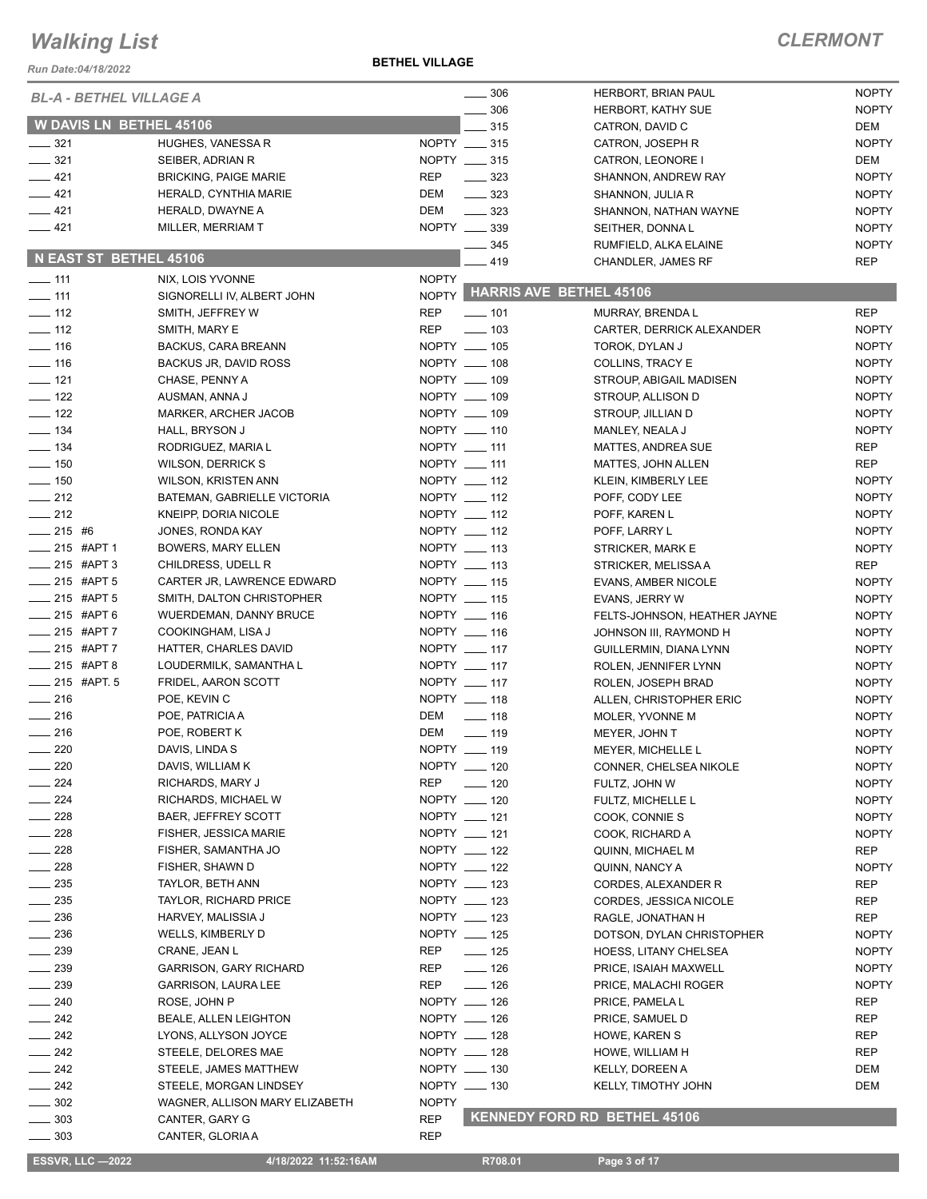## BL-A - BETHEL VILLAGE A

### W DAVIS LN BETHEL 45106

| No. | Name | Party |
|---|---|---|
| 321 | HUGHES, VANESSA R | NOPTY |
| 321 | SEIBER, ADRIAN R | NOPTY |
| 421 | BRICKING, PAIGE MARIE | REP |
| 421 | HERALD, CYNTHIA MARIE | DEM |
| 421 | HERALD, DWAYNE A | DEM |
| 421 | MILLER, MERRIAM T | NOPTY |

### N EAST ST BETHEL 45106

| No. | Name | Party |
|---|---|---|
| 111 | NIX, LOIS YVONNE | NOPTY |
| 111 | SIGNORELLI IV, ALBERT JOHN | NOPTY |
| 112 | SMITH, JEFFREY W | REP |
| 112 | SMITH, MARY E | REP |
| 116 | BACKUS, CARA BREANN | NOPTY |
| 116 | BACKUS JR, DAVID ROSS | NOPTY |
| 121 | CHASE, PENNY A | NOPTY |
| 122 | AUSMAN, ANNA J | NOPTY |
| 122 | MARKER, ARCHER JACOB | NOPTY |
| 134 | HALL, BRYSON J | NOPTY |
| 134 | RODRIGUEZ, MARIA L | NOPTY |
| 150 | WILSON, DERRICK S | NOPTY |
| 150 | WILSON, KRISTEN ANN | NOPTY |
| 212 | BATEMAN, GABRIELLE VICTORIA | NOPTY |
| 212 | KNEIPP, DORIA NICOLE | NOPTY |
| 215 #6 | JONES, RONDA KAY | NOPTY |
| 215 #APT 1 | BOWERS, MARY ELLEN | NOPTY |
| 215 #APT 3 | CHILDRESS, UDELL R | NOPTY |
| 215 #APT 5 | CARTER JR, LAWRENCE EDWARD | NOPTY |
| 215 #APT 5 | SMITH, DALTON CHRISTOPHER | NOPTY |
| 215 #APT 6 | WUERDEMAN, DANNY BRUCE | NOPTY |
| 215 #APT 7 | COOKINGHAM, LISA J | NOPTY |
| 215 #APT 7 | HATTER, CHARLES DAVID | NOPTY |
| 215 #APT 8 | LOUDERMILK, SAMANTHA L | NOPTY |
| 215 #APT. 5 | FRIDEL, AARON SCOTT | NOPTY |
| 216 | POE, KEVIN C | NOPTY |
| 216 | POE, PATRICIA A | DEM |
| 216 | POE, ROBERT K | DEM |
| 220 | DAVIS, LINDA S | NOPTY |
| 220 | DAVIS, WILLIAM K | NOPTY |
| 224 | RICHARDS, MARY J | REP |
| 224 | RICHARDS, MICHAEL W | NOPTY |
| 228 | BAER, JEFFREY SCOTT | NOPTY |
| 228 | FISHER, JESSICA MARIE | NOPTY |
| 228 | FISHER, SAMANTHA JO | NOPTY |
| 228 | FISHER, SHAWN D | NOPTY |
| 235 | TAYLOR, BETH ANN | NOPTY |
| 235 | TAYLOR, RICHARD PRICE | NOPTY |
| 236 | HARVEY, MALISSIA J | NOPTY |
| 236 | WELLS, KIMBERLY D | NOPTY |
| 239 | CRANE, JEAN L | REP |
| 239 | GARRISON, GARY RICHARD | REP |
| 239 | GARRISON, LAURA LEE | REP |
| 240 | ROSE, JOHN P | NOPTY |
| 242 | BEALE, ALLEN LEIGHTON | NOPTY |
| 242 | LYONS, ALLYSON JOYCE | NOPTY |
| 242 | STEELE, DELORES MAE | NOPTY |
| 242 | STEELE, JAMES MATTHEW | NOPTY |
| 242 | STEELE, MORGAN LINDSEY | NOPTY |
| 302 | WAGNER, ALLISON MARY ELIZABETH | NOPTY |
| 303 | CANTER, GARY G | REP |
| 303 | CANTER, GLORIA A | REP |
| 306 | HERBORT, BRIAN PAUL | NOPTY |
| 306 | HERBORT, KATHY SUE | NOPTY |
| 315 | CATRON, DAVID C | DEM |
| 315 | CATRON, JOSEPH R | NOPTY |
| 315 | CATRON, LEONORE I | DEM |
| 323 | SHANNON, ANDREW RAY | NOPTY |
| 323 | SHANNON, JULIA R | NOPTY |
| 323 | SHANNON, NATHAN WAYNE | NOPTY |
| 339 | SEITHER, DONNA L | NOPTY |
| 345 | RUMFIELD, ALKA ELAINE | NOPTY |
| 419 | CHANDLER, JAMES RF | REP |

### HARRIS AVE BETHEL 45106

| No. | Name | Party |
|---|---|---|
| 101 | MURRAY, BRENDA L | REP |
| 103 | CARTER, DERRICK ALEXANDER | NOPTY |
| 105 | TOROK, DYLAN J | NOPTY |
| 108 | COLLINS, TRACY E | NOPTY |
| 109 | STROUP, ABIGAIL MADISEN | NOPTY |
| 109 | STROUP, ALLISON D | NOPTY |
| 109 | STROUP, JILLIAN D | NOPTY |
| 110 | MANLEY, NEALA J | NOPTY |
| 111 | MATTES, ANDREA SUE | REP |
| 111 | MATTES, JOHN ALLEN | REP |
| 112 | KLEIN, KIMBERLY LEE | NOPTY |
| 112 | POFF, CODY LEE | NOPTY |
| 112 | POFF, KAREN L | NOPTY |
| 112 | POFF, LARRY L | NOPTY |
| 113 | STRICKER, MARK E | NOPTY |
| 113 | STRICKER, MELISSA A | REP |
| 115 | EVANS, AMBER NICOLE | NOPTY |
| 115 | EVANS, JERRY W | NOPTY |
| 116 | FELTS-JOHNSON, HEATHER JAYNE | NOPTY |
| 116 | JOHNSON III, RAYMOND H | NOPTY |
| 117 | GUILLERMIN, DIANA LYNN | NOPTY |
| 117 | ROLEN, JENNIFER LYNN | NOPTY |
| 117 | ROLEN, JOSEPH BRAD | NOPTY |
| 118 | ALLEN, CHRISTOPHER ERIC | NOPTY |
| 118 | MOLER, YVONNE M | NOPTY |
| 119 | MEYER, JOHN T | NOPTY |
| 119 | MEYER, MICHELLE L | NOPTY |
| 120 | CONNER, CHELSEA NIKOLE | NOPTY |
| 120 | FULTZ, JOHN W | NOPTY |
| 120 | FULTZ, MICHELLE L | NOPTY |
| 121 | COOK, CONNIE S | NOPTY |
| 121 | COOK, RICHARD A | NOPTY |
| 122 | QUINN, MICHAEL M | REP |
| 122 | QUINN, NANCY A | NOPTY |
| 123 | CORDES, ALEXANDER R | REP |
| 123 | CORDES, JESSICA NICOLE | REP |
| 123 | RAGLE, JONATHAN H | REP |
| 125 | DOTSON, DYLAN CHRISTOPHER | NOPTY |
| 125 | HOESS, LITANY CHELSEA | NOPTY |
| 126 | PRICE, ISAIAH MAXWELL | NOPTY |
| 126 | PRICE, MALACHI ROGER | NOPTY |
| 126 | PRICE, PAMELA L | REP |
| 126 | PRICE, SAMUEL D | REP |
| 128 | HOWE, KAREN S | REP |
| 128 | HOWE, WILLIAM H | REP |
| 130 | KELLY, DOREEN A | DEM |
| 130 | KELLY, TIMOTHY JOHN | DEM |

### KENNEDY FORD RD BETHEL 45106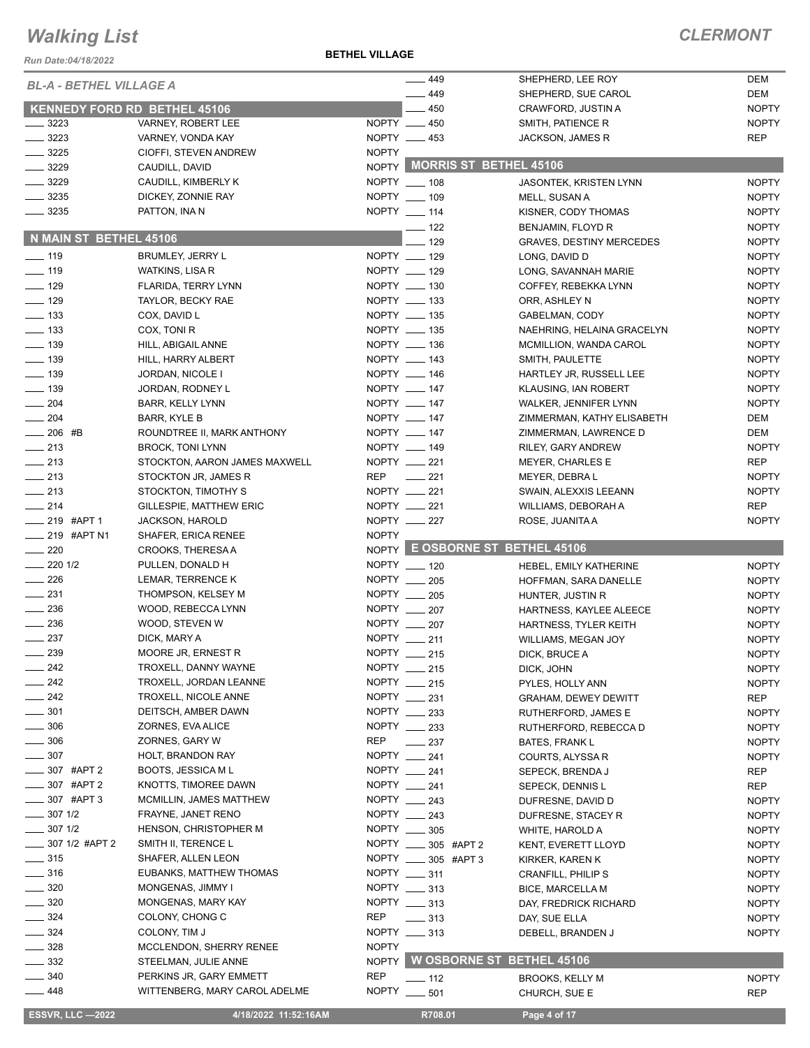# Walking List

## CLERMONT

*Run Date:04/18/2022*

**BETHEL VILLAGE**

*BL-A - BETHEL VILLAGE A*

### KENNEDY FORD RD BETHEL 45106

| No. | Name | Party |
|---|---|---|
| 3223 | VARNEY, ROBERT LEE | NOPTY |
| 3223 | VARNEY, VONDA KAY | NOPTY |
| 3225 | CIOFFI, STEVEN ANDREW | NOPTY |
| 3229 | CAUDILL, DAVID | NOPTY |
| 3229 | CAUDILL, KIMBERLY K | NOPTY |
| 3235 | DICKEY, ZONNIE RAY | NOPTY |
| 3235 | PATTON, INA N | NOPTY |

### N MAIN ST BETHEL 45106

| No. | Name | Party |
|---|---|---|
| 119 | BRUMLEY, JERRY L | NOPTY |
| 119 | WATKINS, LISA R | NOPTY |
| 129 | FLARIDA, TERRY LYNN | NOPTY |
| 129 | TAYLOR, BECKY RAE | NOPTY |
| 133 | COX, DAVID L | NOPTY |
| 133 | COX, TONI R | NOPTY |
| 139 | HILL, ABIGAIL ANNE | NOPTY |
| 139 | HILL, HARRY ALBERT | NOPTY |
| 139 | JORDAN, NICOLE I | NOPTY |
| 139 | JORDAN, RODNEY L | NOPTY |
| 204 | BARR, KELLY LYNN | NOPTY |
| 204 | BARR, KYLE B | NOPTY |
| 206 #B | ROUNDTREE II, MARK ANTHONY | NOPTY |
| 213 | BROCK, TONI LYNN | NOPTY |
| 213 | STOCKTON, AARON JAMES MAXWELL | NOPTY |
| 213 | STOCKTON JR, JAMES R | REP |
| 213 | STOCKTON, TIMOTHY S | NOPTY |
| 214 | GILLESPIE, MATTHEW ERIC | NOPTY |
| 219 #APT 1 | JACKSON, HAROLD | NOPTY |
| 219 #APT N1 | SHAFER, ERICA RENEE | NOPTY |
| 220 | CROOKS, THERESA A | NOPTY |
| 220 1/2 | PULLEN, DONALD H | NOPTY |
| 226 | LEMAR, TERRENCE K | NOPTY |
| 231 | THOMPSON, KELSEY M | NOPTY |
| 236 | WOOD, REBECCA LYNN | NOPTY |
| 236 | WOOD, STEVEN W | NOPTY |
| 237 | DICK, MARY A | NOPTY |
| 239 | MOORE JR, ERNEST R | NOPTY |
| 242 | TROXELL, DANNY WAYNE | NOPTY |
| 242 | TROXELL, JORDAN LEANNE | NOPTY |
| 242 | TROXELL, NICOLE ANNE | NOPTY |
| 301 | DEITSCH, AMBER DAWN | NOPTY |
| 306 | ZORNES, EVA ALICE | NOPTY |
| 306 | ZORNES, GARY W | REP |
| 307 | HOLT, BRANDON RAY | NOPTY |
| 307 #APT 2 | BOOTS, JESSICA M L | NOPTY |
| 307 #APT 2 | KNOTTS, TIMOREE DAWN | NOPTY |
| 307 #APT 3 | MCMILLIN, JAMES MATTHEW | NOPTY |
| 307 1/2 | FRAYNE, JANET RENO | NOPTY |
| 307 1/2 | HENSON, CHRISTOPHER M | NOPTY |
| 307 1/2 #APT 2 | SMITH II, TERENCE L | NOPTY |
| 315 | SHAFER, ALLEN LEON | NOPTY |
| 316 | EUBANKS, MATTHEW THOMAS | NOPTY |
| 320 | MONGENAS, JIMMY I | NOPTY |
| 320 | MONGENAS, MARY KAY | NOPTY |
| 324 | COLONY, CHONG C | REP |
| 324 | COLONY, TIM J | NOPTY |
| 328 | MCCLENDON, SHERRY RENEE | NOPTY |
| 332 | STEELMAN, JULIE ANNE | NOPTY |
| 340 | PERKINS JR, GARY EMMETT | REP |
| 448 | WITTENBERG, MARY CAROL ADELME | NOPTY |
| 449 | SHEPHERD, LEE ROY | DEM |
| 449 | SHEPHERD, SUE CAROL | DEM |
| 450 | CRAWFORD, JUSTIN A | NOPTY |
| 450 | SMITH, PATIENCE R | NOPTY |
| 453 | JACKSON, JAMES R | REP |

### MORRIS ST BETHEL 45106

| No. | Name | Party |
|---|---|---|
| 108 | JASONTEK, KRISTEN LYNN | NOPTY |
| 109 | MELL, SUSAN A | NOPTY |
| 114 | KISNER, CODY THOMAS | NOPTY |
| 122 | BENJAMIN, FLOYD R | NOPTY |
| 129 | GRAVES, DESTINY MERCEDES | NOPTY |
| 129 | LONG, DAVID D | NOPTY |
| 129 | LONG, SAVANNAH MARIE | NOPTY |
| 130 | COFFEY, REBEKKA LYNN | NOPTY |
| 133 | ORR, ASHLEY N | NOPTY |
| 135 | GABELMAN, CODY | NOPTY |
| 135 | NAEHRING, HELAINA GRACELYN | NOPTY |
| 136 | MCMILLION, WANDA CAROL | NOPTY |
| 143 | SMITH, PAULETTE | NOPTY |
| 146 | HARTLEY JR, RUSSELL LEE | NOPTY |
| 147 | KLAUSING, IAN ROBERT | NOPTY |
| 147 | WALKER, JENNIFER LYNN | NOPTY |
| 147 | ZIMMERMAN, KATHY ELISABETH | DEM |
| 147 | ZIMMERMAN, LAWRENCE D | DEM |
| 149 | RILEY, GARY ANDREW | NOPTY |
| 221 | MEYER, CHARLES E | REP |
| 221 | MEYER, DEBRA L | NOPTY |
| 221 | SWAIN, ALEXXIS LEEANN | NOPTY |
| 221 | WILLIAMS, DEBORAH A | REP |
| 227 | ROSE, JUANITA A | NOPTY |

### E OSBORNE ST BETHEL 45106

| No. | Name | Party |
|---|---|---|
| 120 | HEBEL, EMILY KATHERINE | NOPTY |
| 205 | HOFFMAN, SARA DANELLE | NOPTY |
| 205 | HUNTER, JUSTIN R | NOPTY |
| 207 | HARTNESS, KAYLEE ALEECE | NOPTY |
| 207 | HARTNESS, TYLER KEITH | NOPTY |
| 211 | WILLIAMS, MEGAN JOY | NOPTY |
| 215 | DICK, BRUCE A | NOPTY |
| 215 | DICK, JOHN | NOPTY |
| 215 | PYLES, HOLLY ANN | NOPTY |
| 231 | GRAHAM, DEWEY DEWITT | REP |
| 233 | RUTHERFORD, JAMES E | NOPTY |
| 233 | RUTHERFORD, REBECCA D | NOPTY |
| 237 | BATES, FRANK L | NOPTY |
| 241 | COURTS, ALYSSA R | NOPTY |
| 241 | SEPECK, BRENDA J | REP |
| 241 | SEPECK, DENNIS L | REP |
| 243 | DUFRESNE, DAVID D | NOPTY |
| 243 | DUFRESNE, STACEY R | NOPTY |
| 305 | WHITE, HAROLD A | NOPTY |
| 305 #APT 2 | KENT, EVERETT LLOYD | NOPTY |
| 305 #APT 3 | KIRKER, KAREN K | NOPTY |
| 311 | CRANFILL, PHILIP S | NOPTY |
| 313 | BICE, MARCELLA M | NOPTY |
| 313 | DAY, FREDRICK RICHARD | NOPTY |
| 313 | DAY, SUE ELLA | NOPTY |
| 313 | DEBELL, BRANDEN J | NOPTY |

### W OSBORNE ST BETHEL 45106

| No. | Name | Party |
|---|---|---|
| 112 | BROOKS, KELLY M | NOPTY |
| 501 | CHURCH, SUE E | REP |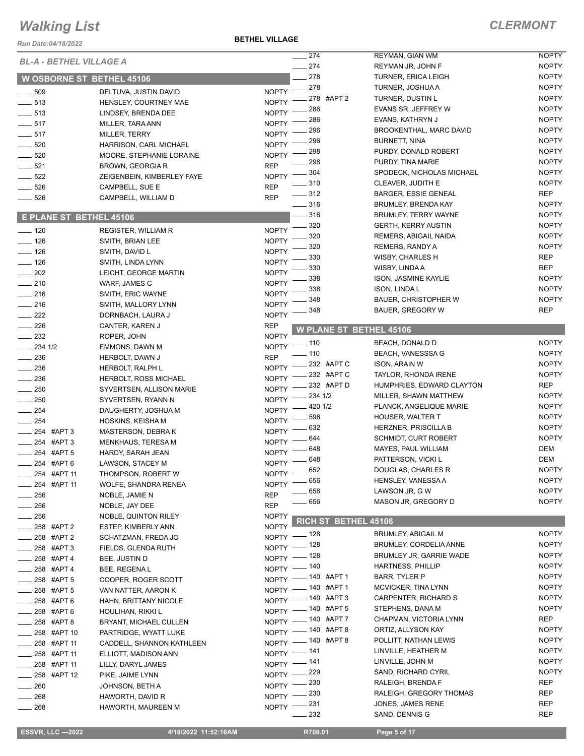# Walking List

**CLERMONT**

*Run Date:04/18/2022*

**BETHEL VILLAGE**

## BL-A - BETHEL VILLAGE A

### W OSBORNE ST BETHEL 45106

| No. | Name | Party |
|---|---|---|
| 509 | DELTUVA, JUSTIN DAVID | NOPTY |
| 513 | HENSLEY, COURTNEY MAE | NOPTY |
| 513 | LINDSEY, BRENDA DEE | NOPTY |
| 517 | MILLER, TARA ANN | NOPTY |
| 517 | MILLER, TERRY | NOPTY |
| 520 | HARRISON, CARL MICHAEL | NOPTY |
| 520 | MOORE, STEPHANIE LORAINE | NOPTY |
| 521 | BROWN, GEORGIA R | REP |
| 522 | ZEIGENBEIN, KIMBERLEY FAYE | NOPTY |
| 526 | CAMPBELL, SUE E | REP |
| 526 | CAMPBELL, WILLIAM D | REP |

### E PLANE ST BETHEL 45106

| No. | Name | Party |
|---|---|---|
| 120 | REGISTER, WILLIAM R | NOPTY |
| 126 | SMITH, BRIAN LEE | NOPTY |
| 126 | SMITH, DAVID L | NOPTY |
| 126 | SMITH, LINDA LYNN | NOPTY |
| 202 | LEICHT, GEORGE MARTIN | NOPTY |
| 210 | WARF, JAMES C | NOPTY |
| 216 | SMITH, ERIC WAYNE | NOPTY |
| 216 | SMITH, MALLORY LYNN | NOPTY |
| 222 | DORNBACH, LAURA J | NOPTY |
| 226 | CANTER, KAREN J | REP |
| 232 | ROPER, JOHN | NOPTY |
| 234 1/2 | EMMONS, DAWN M | NOPTY |
| 236 | HERBOLT, DAWN J | REP |
| 236 | HERBOLT, RALPH L | NOPTY |
| 236 | HERBOLT, ROSS MICHAEL | NOPTY |
| 250 | SYVERTSEN, ALLISON MARIE | NOPTY |
| 250 | SYVERTSEN, RYANN N | NOPTY |
| 254 | DAUGHERTY, JOSHUA M | NOPTY |
| 254 | HOSKINS, KEISHA M | NOPTY |
| 254 #APT 3 | MASTERSON, DEBRA K | NOPTY |
| 254 #APT 3 | MENKHAUS, TERESA M | NOPTY |
| 254 #APT 5 | HARDY, SARAH JEAN | NOPTY |
| 254 #APT 6 | LAWSON, STACEY M | NOPTY |
| 254 #APT 11 | THOMPSON, ROBERT W | NOPTY |
| 254 #APT 11 | WOLFE, SHANDRA RENEA | NOPTY |
| 256 | NOBLE, JAMIE N | REP |
| 256 | NOBLE, JAY DEE | REP |
| 256 | NOBLE, QUINTON RILEY | NOPTY |
| 258 #APT 2 | ESTEP, KIMBERLY ANN | NOPTY |
| 258 #APT 2 | SCHATZMAN, FREDA JO | NOPTY |
| 258 #APT 3 | FIELDS, GLENDA RUTH | NOPTY |
| 258 #APT 4 | BEE, JUSTIN D | NOPTY |
| 258 #APT 4 | BEE, REGENA L | NOPTY |
| 258 #APT 5 | COOPER, ROGER SCOTT | NOPTY |
| 258 #APT 5 | VAN NATTER, AARON K | NOPTY |
| 258 #APT 6 | HAHN, BRITTANY NICOLE | NOPTY |
| 258 #APT 6 | HOULIHAN, RIKKI L | NOPTY |
| 258 #APT 8 | BRYANT, MICHAEL CULLEN | NOPTY |
| 258 #APT 10 | PARTRIDGE, WYATT LUKE | NOPTY |
| 258 #APT 11 | CADDELL, SHANNON KATHLEEN | NOPTY |
| 258 #APT 11 | ELLIOTT, MADISON ANN | NOPTY |
| 258 #APT 11 | LILLY, DARYL JAMES | NOPTY |
| 258 #APT 12 | PIKE, JAIME LYNN | NOPTY |
| 260 | JOHNSON, BETH A | NOPTY |
| 268 | HAWORTH, DAVID R | NOPTY |
| 268 | HAWORTH, MAUREEN M | NOPTY |
| 274 | REYMAN, GIAN WM | NOPTY |
| 274 | REYMAN JR, JOHN F | NOPTY |
| 278 | TURNER, ERICA LEIGH | NOPTY |
| 278 | TURNER, JOSHUA A | NOPTY |
| 278 #APT 2 | TURNER, DUSTIN L | NOPTY |
| 286 | EVANS SR, JEFFREY W | NOPTY |
| 286 | EVANS, KATHRYN J | NOPTY |
| 296 | BROOKENTHAL, MARC DAVID | NOPTY |
| 296 | BURNETT, NINA | NOPTY |
| 298 | PURDY, DONALD ROBERT | NOPTY |
| 298 | PURDY, TINA MARIE | NOPTY |
| 304 | SPODECK, NICHOLAS MICHAEL | NOPTY |
| 310 | CLEAVER, JUDITH E | NOPTY |
| 312 | BARGER, ESSIE GENEAL | REP |
| 316 | BRUMLEY, BRENDA KAY | NOPTY |
| 316 | BRUMLEY, TERRY WAYNE | NOPTY |
| 320 | GERTH, KERRY AUSTIN | NOPTY |
| 320 | REMERS, ABIGAIL NAIDA | NOPTY |
| 320 | REMERS, RANDY A | NOPTY |
| 330 | WISBY, CHARLES H | REP |
| 330 | WISBY, LINDA A | REP |
| 338 | ISON, JASMINE KAYLIE | NOPTY |
| 338 | ISON, LINDA L | NOPTY |
| 348 | BAUER, CHRISTOPHER W | NOPTY |
| 348 | BAUER, GREGORY W | REP |

### W PLANE ST BETHEL 45106

| No. | Name | Party |
|---|---|---|
| 110 | BEACH, DONALD D | NOPTY |
| 110 | BEACH, VANESSSA G | NOPTY |
| 232 #APT C | ISON, ARAIN W | NOPTY |
| 232 #APT C | TAYLOR, RHONDA IRENE | NOPTY |
| 232 #APT D | HUMPHRIES, EDWARD CLAYTON | REP |
| 234 1/2 | MILLER, SHAWN MATTHEW | NOPTY |
| 420 1/2 | PLANCK, ANGELIQUE MARIE | NOPTY |
| 596 | HOUSER, WALTER T | NOPTY |
| 632 | HERZNER, PRISCILLA B | NOPTY |
| 644 | SCHMIDT, CURT ROBERT | NOPTY |
| 648 | MAYES, PAUL WILLIAM | DEM |
| 648 | PATTERSON, VICKI L | DEM |
| 652 | DOUGLAS, CHARLES R | NOPTY |
| 656 | HENSLEY, VANESSA A | NOPTY |
| 656 | LAWSON JR, G W | NOPTY |
| 656 | MASON JR, GREGORY D | NOPTY |

### RICH ST BETHEL 45106

| No. | Name | Party |
|---|---|---|
| 128 | BRUMLEY, ABIGAIL M | NOPTY |
| 128 | BRUMLEY, CORDELIA ANNE | NOPTY |
| 128 | BRUMLEY JR, GARRIE WADE | NOPTY |
| 140 | HARTNESS, PHILLIP | NOPTY |
| 140 #APT 1 | BARR, TYLER P | NOPTY |
| 140 #APT 1 | MCVICKER, TINA LYNN | NOPTY |
| 140 #APT 3 | CARPENTER, RICHARD S | NOPTY |
| 140 #APT 5 | STEPHENS, DANA M | NOPTY |
| 140 #APT 7 | CHAPMAN, VICTORIA LYNN | REP |
| 140 #APT 8 | ORTIZ, ALLYSON KAY | NOPTY |
| 140 #APT 8 | POLLITT, NATHAN LEWIS | NOPTY |
| 141 | LINVILLE, HEATHER M | NOPTY |
| 141 | LINVILLE, JOHN M | NOPTY |
| 229 | SAND, RICHARD CYRIL | NOPTY |
| 230 | RALEIGH, BRENDA F | REP |
| 230 | RALEIGH, GREGORY THOMAS | REP |
| 231 | JONES, JAMES RENE | REP |
| 232 | SAND, DENNIS G | REP |

ESSVR, LLC —2022 | 4/18/2022 11:52:16AM | R708.01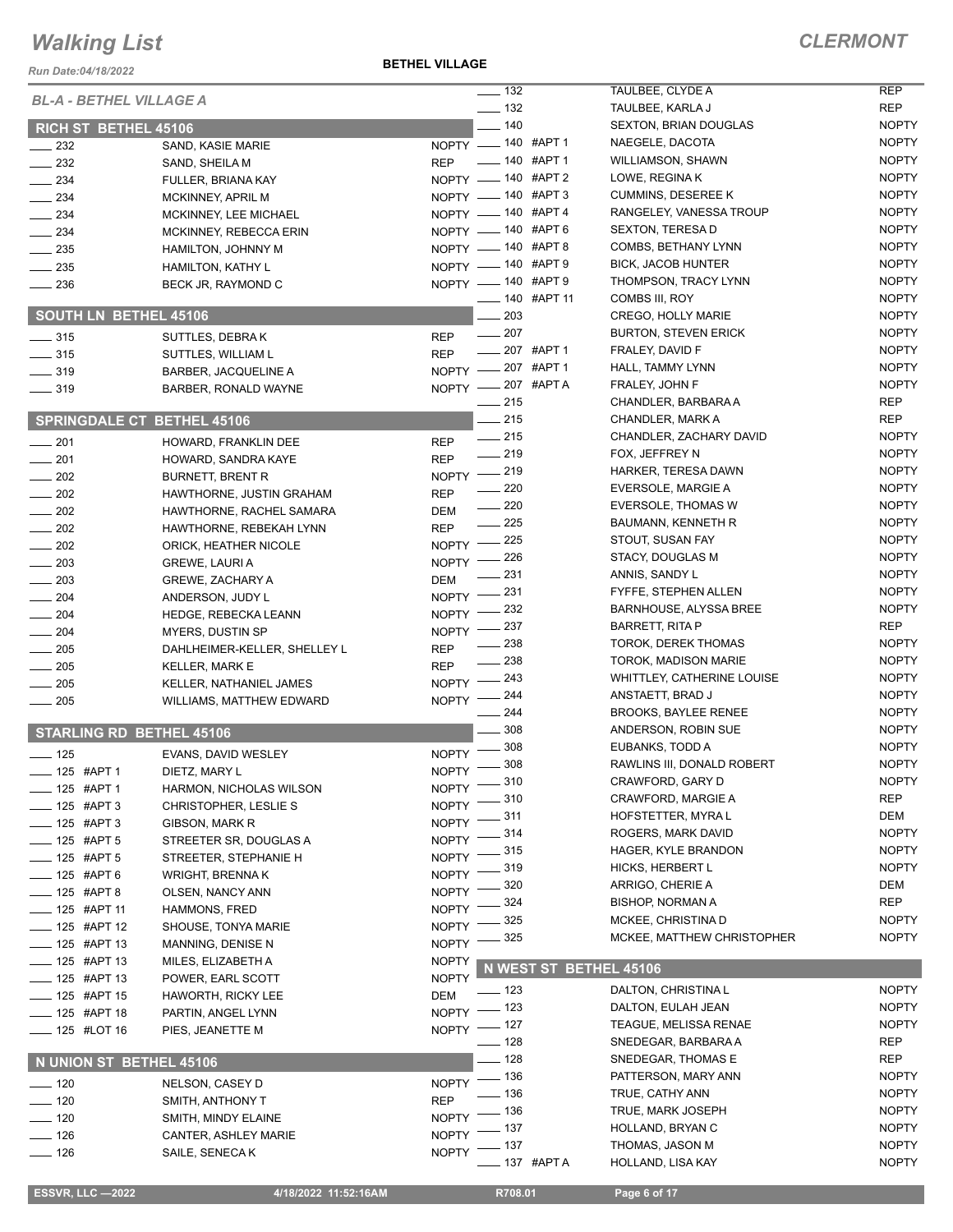# Walking List

## CLERMONT

*Run Date:04/18/2022*

**BETHEL VILLAGE**

*BL-A - BETHEL VILLAGE A*

### RICH ST BETHEL 45106

| No. | Name | Party |
|---|---|---|
| 232 | SAND, KASIE MARIE | NOPTY |
| 232 | SAND, SHEILA M | REP |
| 234 | FULLER, BRIANA KAY | NOPTY |
| 234 | MCKINNEY, APRIL M | NOPTY |
| 234 | MCKINNEY, LEE MICHAEL | NOPTY |
| 234 | MCKINNEY, REBECCA ERIN | NOPTY |
| 235 | HAMILTON, JOHNNY M | NOPTY |
| 235 | HAMILTON, KATHY L | NOPTY |
| 236 | BECK JR, RAYMOND C | NOPTY |

### SOUTH LN BETHEL 45106

| No. | Name | Party |
|---|---|---|
| 315 | SUTTLES, DEBRA K | REP |
| 315 | SUTTLES, WILLIAM L | REP |
| 319 | BARBER, JACQUELINE A | NOPTY |
| 319 | BARBER, RONALD WAYNE | NOPTY |

### SPRINGDALE CT BETHEL 45106

| No. | Name | Party |
|---|---|---|
| 201 | HOWARD, FRANKLIN DEE | REP |
| 201 | HOWARD, SANDRA KAYE | REP |
| 202 | BURNETT, BRENT R | NOPTY |
| 202 | HAWTHORNE, JUSTIN GRAHAM | REP |
| 202 | HAWTHORNE, RACHEL SAMARA | DEM |
| 202 | HAWTHORNE, REBEKAH LYNN | REP |
| 202 | ORICK, HEATHER NICOLE | NOPTY |
| 203 | GREWE, LAURI A | NOPTY |
| 203 | GREWE, ZACHARY A | DEM |
| 204 | ANDERSON, JUDY L | NOPTY |
| 204 | HEDGE, REBECKA LEANN | NOPTY |
| 204 | MYERS, DUSTIN SP | NOPTY |
| 205 | DAHLHEIMER-KELLER, SHELLEY L | REP |
| 205 | KELLER, MARK E | REP |
| 205 | KELLER, NATHANIEL JAMES | NOPTY |
| 205 | WILLIAMS, MATTHEW EDWARD | NOPTY |

### STARLING RD BETHEL 45106

| No. | Name | Party |
|---|---|---|
| 125 | EVANS, DAVID WESLEY | NOPTY |
| 125 #APT 1 | DIETZ, MARY L | NOPTY |
| 125 #APT 1 | HARMON, NICHOLAS WILSON | NOPTY |
| 125 #APT 3 | CHRISTOPHER, LESLIE S | NOPTY |
| 125 #APT 3 | GIBSON, MARK R | NOPTY |
| 125 #APT 5 | STREETER SR, DOUGLAS A | NOPTY |
| 125 #APT 5 | STREETER, STEPHANIE H | NOPTY |
| 125 #APT 6 | WRIGHT, BRENNA K | NOPTY |
| 125 #APT 8 | OLSEN, NANCY ANN | NOPTY |
| 125 #APT 11 | HAMMONS, FRED | NOPTY |
| 125 #APT 12 | SHOUSE, TONYA MARIE | NOPTY |
| 125 #APT 13 | MANNING, DENISE N | NOPTY |
| 125 #APT 13 | MILES, ELIZABETH A | NOPTY |
| 125 #APT 13 | POWER, EARL SCOTT | NOPTY |
| 125 #APT 15 | HAWORTH, RICKY LEE | DEM |
| 125 #APT 18 | PARTIN, ANGEL LYNN | NOPTY |
| 125 #LOT 16 | PIES, JEANETTE M | NOPTY |

### N UNION ST BETHEL 45106

| No. | Name | Party |
|---|---|---|
| 120 | NELSON, CASEY D | NOPTY |
| 120 | SMITH, ANTHONY T | REP |
| 120 | SMITH, MINDY ELAINE | NOPTY |
| 126 | CANTER, ASHLEY MARIE | NOPTY |
| 126 | SAILE, SENECA K | NOPTY |
| 132 | TAULBEE, CLYDE A | REP |
| 132 | TAULBEE, KARLA J | REP |
| 140 | SEXTON, BRIAN DOUGLAS | NOPTY |
| 140 #APT 1 | NAEGELE, DACOTA | NOPTY |
| 140 #APT 1 | WILLIAMSON, SHAWN | NOPTY |
| 140 #APT 2 | LOWE, REGINA K | NOPTY |
| 140 #APT 3 | CUMMINS, DESEREE K | NOPTY |
| 140 #APT 4 | RANGELEY, VANESSA TROUP | NOPTY |
| 140 #APT 6 | SEXTON, TERESA D | NOPTY |
| 140 #APT 8 | COMBS, BETHANY LYNN | NOPTY |
| 140 #APT 9 | BICK, JACOB HUNTER | NOPTY |
| 140 #APT 9 | THOMPSON, TRACY LYNN | NOPTY |
| 140 #APT 11 | COMBS III, ROY | NOPTY |
| 203 | CREGO, HOLLY MARIE | NOPTY |
| 207 | BURTON, STEVEN ERICK | NOPTY |
| 207 #APT 1 | FRALEY, DAVID F | NOPTY |
| 207 #APT 1 | HALL, TAMMY LYNN | NOPTY |
| 207 #APT A | FRALEY, JOHN F | NOPTY |
| 215 | CHANDLER, BARBARA A | REP |
| 215 | CHANDLER, MARK A | REP |
| 215 | CHANDLER, ZACHARY DAVID | NOPTY |
| 219 | FOX, JEFFREY N | NOPTY |
| 219 | HARKER, TERESA DAWN | NOPTY |
| 220 | EVERSOLE, MARGIE A | NOPTY |
| 220 | EVERSOLE, THOMAS W | NOPTY |
| 225 | BAUMANN, KENNETH R | NOPTY |
| 225 | STOUT, SUSAN FAY | NOPTY |
| 226 | STACY, DOUGLAS M | NOPTY |
| 231 | ANNIS, SANDY L | NOPTY |
| 231 | FYFFE, STEPHEN ALLEN | NOPTY |
| 232 | BARNHOUSE, ALYSSA BREE | NOPTY |
| 237 | BARRETT, RITA P | REP |
| 238 | TOROK, DEREK THOMAS | NOPTY |
| 238 | TOROK, MADISON MARIE | NOPTY |
| 243 | WHITTLEY, CATHERINE LOUISE | NOPTY |
| 244 | ANSTAETT, BRAD J | NOPTY |
| 244 | BROOKS, BAYLEE RENEE | NOPTY |
| 308 | ANDERSON, ROBIN SUE | NOPTY |
| 308 | EUBANKS, TODD A | NOPTY |
| 308 | RAWLINS III, DONALD ROBERT | NOPTY |
| 310 | CRAWFORD, GARY D | NOPTY |
| 310 | CRAWFORD, MARGIE A | REP |
| 311 | HOFSTETTER, MYRA L | DEM |
| 314 | ROGERS, MARK DAVID | NOPTY |
| 315 | HAGER, KYLE BRANDON | NOPTY |
| 319 | HICKS, HERBERT L | NOPTY |
| 320 | ARRIGO, CHERIE A | DEM |
| 324 | BISHOP, NORMAN A | REP |
| 325 | MCKEE, CHRISTINA D | NOPTY |
| 325 | MCKEE, MATTHEW CHRISTOPHER | NOPTY |

### N WEST ST BETHEL 45106

| No. | Name | Party |
|---|---|---|
| 123 | DALTON, CHRISTINA L | NOPTY |
| 123 | DALTON, EULAH JEAN | NOPTY |
| 127 | TEAGUE, MELISSA RENAE | NOPTY |
| 128 | SNEDEGAR, BARBARA A | REP |
| 128 | SNEDEGAR, THOMAS E | REP |
| 136 | PATTERSON, MARY ANN | NOPTY |
| 136 | TRUE, CATHY ANN | NOPTY |
| 136 | TRUE, MARK JOSEPH | NOPTY |
| 137 | HOLLAND, BRYAN C | NOPTY |
| 137 | THOMAS, JASON M | NOPTY |
| 137 #APT A | HOLLAND, LISA KAY | NOPTY |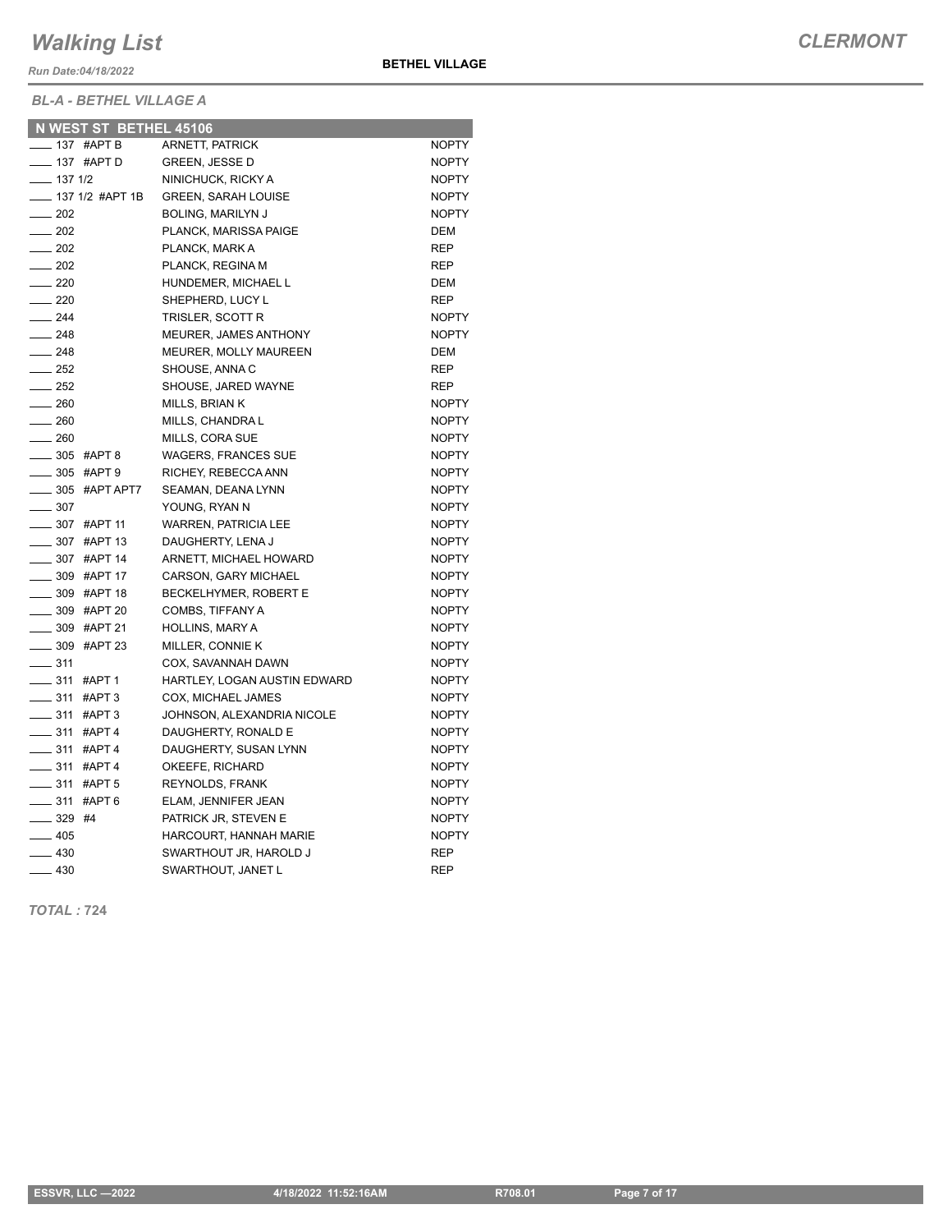# Walking List

*Run Date:04/18/2022*

**BETHEL VILLAGE**

***CLERMONT***

*BL-A - BETHEL VILLAGE A*

| N WEST ST BETHEL 45106 | | |
|---|---|---|
| ____ 137 #APT B | ARNETT, PATRICK | NOPTY |
| ____ 137 #APT D | GREEN, JESSE D | NOPTY |
| ____ 137 1/2 | NINICHUCK, RICKY A | NOPTY |
| ____ 137 1/2 #APT 1B | GREEN, SARAH LOUISE | NOPTY |
| ____ 202 | BOLING, MARILYN J | NOPTY |
| ____ 202 | PLANCK, MARISSA PAIGE | DEM |
| ____ 202 | PLANCK, MARK A | REP |
| ____ 202 | PLANCK, REGINA M | REP |
| ____ 220 | HUNDEMER, MICHAEL L | DEM |
| ____ 220 | SHEPHERD, LUCY L | REP |
| ____ 244 | TRISLER, SCOTT R | NOPTY |
| ____ 248 | MEURER, JAMES ANTHONY | NOPTY |
| ____ 248 | MEURER, MOLLY MAUREEN | DEM |
| ____ 252 | SHOUSE, ANNA C | REP |
| ____ 252 | SHOUSE, JARED WAYNE | REP |
| ____ 260 | MILLS, BRIAN K | NOPTY |
| ____ 260 | MILLS, CHANDRA L | NOPTY |
| ____ 260 | MILLS, CORA SUE | NOPTY |
| ____ 305 #APT 8 | WAGERS, FRANCES SUE | NOPTY |
| ____ 305 #APT 9 | RICHEY, REBECCA ANN | NOPTY |
| ____ 305 #APT APT7 | SEAMAN, DEANA LYNN | NOPTY |
| ____ 307 | YOUNG, RYAN N | NOPTY |
| ____ 307 #APT 11 | WARREN, PATRICIA LEE | NOPTY |
| ____ 307 #APT 13 | DAUGHERTY, LENA J | NOPTY |
| ____ 307 #APT 14 | ARNETT, MICHAEL HOWARD | NOPTY |
| ____ 309 #APT 17 | CARSON, GARY MICHAEL | NOPTY |
| ____ 309 #APT 18 | BECKELHYMER, ROBERT E | NOPTY |
| ____ 309 #APT 20 | COMBS, TIFFANY A | NOPTY |
| ____ 309 #APT 21 | HOLLINS, MARY A | NOPTY |
| ____ 309 #APT 23 | MILLER, CONNIE K | NOPTY |
| ____ 311 | COX, SAVANNAH DAWN | NOPTY |
| ____ 311 #APT 1 | HARTLEY, LOGAN AUSTIN EDWARD | NOPTY |
| ____ 311 #APT 3 | COX, MICHAEL JAMES | NOPTY |
| ____ 311 #APT 3 | JOHNSON, ALEXANDRIA NICOLE | NOPTY |
| ____ 311 #APT 4 | DAUGHERTY, RONALD E | NOPTY |
| ____ 311 #APT 4 | DAUGHERTY, SUSAN LYNN | NOPTY |
| ____ 311 #APT 4 | OKEEFE, RICHARD | NOPTY |
| ____ 311 #APT 5 | REYNOLDS, FRANK | NOPTY |
| ____ 311 #APT 6 | ELAM, JENNIFER JEAN | NOPTY |
| ____ 329 #4 | PATRICK JR, STEVEN E | NOPTY |
| ____ 405 | HARCOURT, HANNAH MARIE | NOPTY |
| ____ 430 | SWARTHOUT JR, HAROLD J | REP |
| ____ 430 | SWARTHOUT, JANET L | REP |

***TOTAL : 724***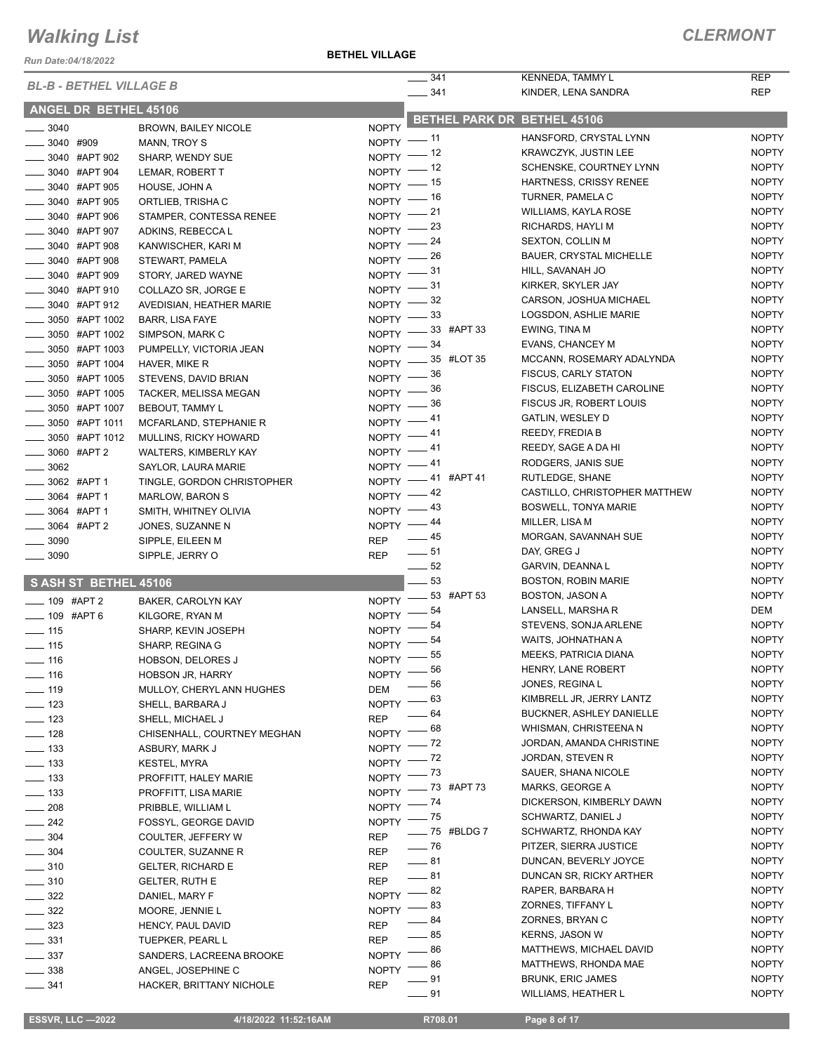# Walking List

**CLERMONT**

Run Date:04/18/2022

**BETHEL VILLAGE**

*BL-B - BETHEL VILLAGE B*

## ANGEL DR BETHEL 45106

| Address | Name | Party |
|---|---|---|
| 3040 | BROWN, BAILEY NICOLE | NOPTY |
| 3040 #909 | MANN, TROY S | NOPTY |
| 3040 #APT 902 | SHARP, WENDY SUE | NOPTY |
| 3040 #APT 904 | LEMAR, ROBERT T | NOPTY |
| 3040 #APT 905 | HOUSE, JOHN A | NOPTY |
| 3040 #APT 905 | ORTLIEB, TRISHA C | NOPTY |
| 3040 #APT 906 | STAMPER, CONTESSA RENEE | NOPTY |
| 3040 #APT 907 | ADKINS, REBECCA L | NOPTY |
| 3040 #APT 908 | KANWISCHER, KARI M | NOPTY |
| 3040 #APT 908 | STEWART, PAMELA | NOPTY |
| 3040 #APT 909 | STORY, JARED WAYNE | NOPTY |
| 3040 #APT 910 | COLLAZO SR, JORGE E | NOPTY |
| 3040 #APT 912 | AVEDISIAN, HEATHER MARIE | NOPTY |
| 3050 #APT 1002 | BARR, LISA FAYE | NOPTY |
| 3050 #APT 1002 | SIMPSON, MARK C | NOPTY |
| 3050 #APT 1003 | PUMPELLY, VICTORIA JEAN | NOPTY |
| 3050 #APT 1004 | HAVER, MIKE R | NOPTY |
| 3050 #APT 1005 | STEVENS, DAVID BRIAN | NOPTY |
| 3050 #APT 1005 | TACKER, MELISSA MEGAN | NOPTY |
| 3050 #APT 1007 | BEBOUT, TAMMY L | NOPTY |
| 3050 #APT 1011 | MCFARLAND, STEPHANIE R | NOPTY |
| 3050 #APT 1012 | MULLINS, RICKY HOWARD | NOPTY |
| 3060 #APT 2 | WALTERS, KIMBERLY KAY | NOPTY |
| 3062 | SAYLOR, LAURA MARIE | NOPTY |
| 3062 #APT 1 | TINGLE, GORDON CHRISTOPHER | NOPTY |
| 3064 #APT 1 | MARLOW, BARON S | NOPTY |
| 3064 #APT 1 | SMITH, WHITNEY OLIVIA | NOPTY |
| 3064 #APT 2 | JONES, SUZANNE N | NOPTY |
| 3090 | SIPPLE, EILEEN M | REP |
| 3090 | SIPPLE, JERRY O | REP |

## S ASH ST BETHEL 45106

| Address | Name | Party |
|---|---|---|
| 109 #APT 2 | BAKER, CAROLYN KAY | NOPTY |
| 109 #APT 6 | KILGORE, RYAN M | NOPTY |
| 115 | SHARP, KEVIN JOSEPH | NOPTY |
| 115 | SHARP, REGINA G | NOPTY |
| 116 | HOBSON, DELORES J | NOPTY |
| 116 | HOBSON JR, HARRY | NOPTY |
| 119 | MULLOY, CHERYL ANN HUGHES | DEM |
| 123 | SHELL, BARBARA J | NOPTY |
| 123 | SHELL, MICHAEL J | REP |
| 128 | CHISENHALL, COURTNEY MEGHAN | NOPTY |
| 133 | ASBURY, MARK J | NOPTY |
| 133 | KESTEL, MYRA | NOPTY |
| 133 | PROFFITT, HALEY MARIE | NOPTY |
| 133 | PROFFITT, LISA MARIE | NOPTY |
| 208 | PRIBBLE, WILLIAM L | NOPTY |
| 242 | FOSSYL, GEORGE DAVID | NOPTY |
| 304 | COULTER, JEFFERY W | REP |
| 304 | COULTER, SUZANNE R | REP |
| 310 | GELTER, RICHARD E | REP |
| 310 | GELTER, RUTH E | REP |
| 322 | DANIEL, MARY F | NOPTY |
| 322 | MOORE, JENNIE L | NOPTY |
| 323 | HENCY, PAUL DAVID | REP |
| 331 | TUEPKER, PEARL L | REP |
| 337 | SANDERS, LACREENA BROOKE | NOPTY |
| 338 | ANGEL, JOSEPHINE C | NOPTY |
| 341 | HACKER, BRITTANY NICHOLE | REP |
| 341 | KENNEDA, TAMMY L | REP |
| 341 | KINDER, LENA SANDRA | REP |

## BETHEL PARK DR BETHEL 45106

| Address | Name | Party |
|---|---|---|
| 11 | HANSFORD, CRYSTAL LYNN | NOPTY |
| 12 | KRAWCZYK, JUSTIN LEE | NOPTY |
| 12 | SCHENSKE, COURTNEY LYNN | NOPTY |
| 15 | HARTNESS, CRISSY RENEE | NOPTY |
| 16 | TURNER, PAMELA C | NOPTY |
| 21 | WILLIAMS, KAYLA ROSE | NOPTY |
| 23 | RICHARDS, HAYLI M | NOPTY |
| 24 | SEXTON, COLLIN M | NOPTY |
| 26 | BAUER, CRYSTAL MICHELLE | NOPTY |
| 31 | HILL, SAVANAH JO | NOPTY |
| 31 | KIRKER, SKYLER JAY | NOPTY |
| 32 | CARSON, JOSHUA MICHAEL | NOPTY |
| 33 | LOGSDON, ASHLIE MARIE | NOPTY |
| 33 #APT 33 | EWING, TINA M | NOPTY |
| 34 | EVANS, CHANCEY M | NOPTY |
| 35 #LOT 35 | MCCANN, ROSEMARY ADALYNDA | NOPTY |
| 36 | FISCUS, CARLY STATON | NOPTY |
| 36 | FISCUS, ELIZABETH CAROLINE | NOPTY |
| 36 | FISCUS JR, ROBERT LOUIS | NOPTY |
| 41 | GATLIN, WESLEY D | NOPTY |
| 41 | REEDY, FREDIA B | NOPTY |
| 41 | REEDY, SAGE A DA HI | NOPTY |
| 41 | RODGERS, JANIS SUE | NOPTY |
| 41 #APT 41 | RUTLEDGE, SHANE | NOPTY |
| 42 | CASTILLO, CHRISTOPHER MATTHEW | NOPTY |
| 43 | BOSWELL, TONYA MARIE | NOPTY |
| 44 | MILLER, LISA M | NOPTY |
| 45 | MORGAN, SAVANNAH SUE | NOPTY |
| 51 | DAY, GREG J | NOPTY |
| 52 | GARVIN, DEANNA L | NOPTY |
| 53 | BOSTON, ROBIN MARIE | NOPTY |
| 53 #APT 53 | BOSTON, JASON A | NOPTY |
| 54 | LANSELL, MARSHA R | DEM |
| 54 | STEVENS, SONJA ARLENE | NOPTY |
| 54 | WAITS, JOHNATHAN A | NOPTY |
| 55 | MEEKS, PATRICIA DIANA | NOPTY |
| 56 | HENRY, LANE ROBERT | NOPTY |
| 56 | JONES, REGINA L | NOPTY |
| 63 | KIMBRELL JR, JERRY LANTZ | NOPTY |
| 64 | BUCKNER, ASHLEY DANIELLE | NOPTY |
| 68 | WHISMAN, CHRISTEENA N | NOPTY |
| 72 | JORDAN, AMANDA CHRISTINE | NOPTY |
| 72 | JORDAN, STEVEN R | NOPTY |
| 73 | SAUER, SHANA NICOLE | NOPTY |
| 73 #APT 73 | MARKS, GEORGE A | NOPTY |
| 74 | DICKERSON, KIMBERLY DAWN | NOPTY |
| 75 | SCHWARTZ, DANIEL J | NOPTY |
| 75 #BLDG 7 | SCHWARTZ, RHONDA KAY | NOPTY |
| 76 | PITZER, SIERRA JUSTICE | NOPTY |
| 81 | DUNCAN, BEVERLY JOYCE | NOPTY |
| 81 | DUNCAN SR, RICKY ARTHER | NOPTY |
| 82 | RAPER, BARBARA H | NOPTY |
| 83 | ZORNES, TIFFANY L | NOPTY |
| 84 | ZORNES, BRYAN C | NOPTY |
| 85 | KERNS, JASON W | NOPTY |
| 86 | MATTHEWS, MICHAEL DAVID | NOPTY |
| 86 | MATTHEWS, RHONDA MAE | NOPTY |
| 91 | BRUNK, ERIC JAMES | NOPTY |
| 91 | WILLIAMS, HEATHER L | NOPTY |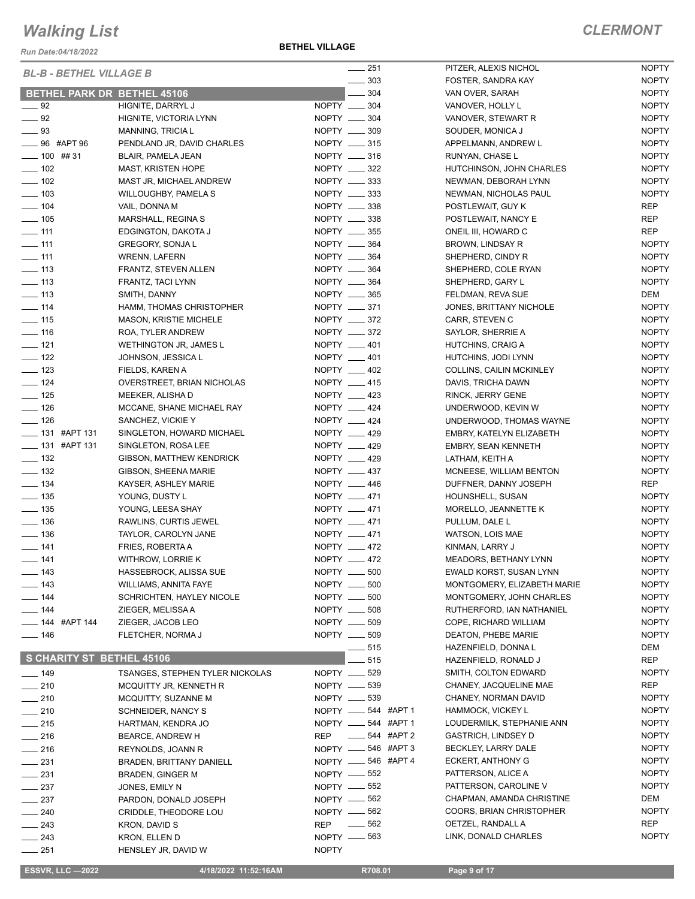# Walking List

## CLERMONT

*Run Date:04/18/2022*

**BETHEL VILLAGE**

*BL-B - BETHEL VILLAGE B*

### BETHEL PARK DR BETHEL 45106

| No. | Name | Party |
|---|---|---|
| ____ 92 | HIGNITE, DARRYL J | NOPTY |
| ____ 92 | HIGNITE, VICTORIA LYNN | NOPTY |
| ____ 93 | MANNING, TRICIA L | NOPTY |
| ____ 96 #APT 96 | PENDLAND JR, DAVID CHARLES | NOPTY |
| ____ 100 ## 31 | BLAIR, PAMELA JEAN | NOPTY |
| ____ 102 | MAST, KRISTEN HOPE | NOPTY |
| ____ 102 | MAST JR, MICHAEL ANDREW | NOPTY |
| ____ 103 | WILLOUGHBY, PAMELA S | NOPTY |
| ____ 104 | VAIL, DONNA M | NOPTY |
| ____ 105 | MARSHALL, REGINA S | NOPTY |
| ____ 111 | EDGINGTON, DAKOTA J | NOPTY |
| ____ 111 | GREGORY, SONJA L | NOPTY |
| ____ 111 | WRENN, LAFERN | NOPTY |
| ____ 113 | FRANTZ, STEVEN ALLEN | NOPTY |
| ____ 113 | FRANTZ, TACI LYNN | NOPTY |
| ____ 113 | SMITH, DANNY | NOPTY |
| ____ 114 | HAMM, THOMAS CHRISTOPHER | NOPTY |
| ____ 115 | MASON, KRISTIE MICHELE | NOPTY |
| ____ 116 | ROA, TYLER ANDREW | NOPTY |
| ____ 121 | WETHINGTON JR, JAMES L | NOPTY |
| ____ 122 | JOHNSON, JESSICA L | NOPTY |
| ____ 123 | FIELDS, KAREN A | NOPTY |
| ____ 124 | OVERSTREET, BRIAN NICHOLAS | NOPTY |
| ____ 125 | MEEKER, ALISHA D | NOPTY |
| ____ 126 | MCCANE, SHANE MICHAEL RAY | NOPTY |
| ____ 126 | SANCHEZ, VICKIE Y | NOPTY |
| ____ 131 #APT 131 | SINGLETON, HOWARD MICHAEL | NOPTY |
| ____ 131 #APT 131 | SINGLETON, ROSA LEE | NOPTY |
| ____ 132 | GIBSON, MATTHEW KENDRICK | NOPTY |
| ____ 132 | GIBSON, SHEENA MARIE | NOPTY |
| ____ 134 | KAYSER, ASHLEY MARIE | NOPTY |
| ____ 135 | YOUNG, DUSTY L | NOPTY |
| ____ 135 | YOUNG, LEESA SHAY | NOPTY |
| ____ 136 | RAWLINS, CURTIS JEWEL | NOPTY |
| ____ 136 | TAYLOR, CAROLYN JANE | NOPTY |
| ____ 141 | FRIES, ROBERTA A | NOPTY |
| ____ 141 | WITHROW, LORRIE K | NOPTY |
| ____ 143 | HASSEBROCK, ALISSA SUE | NOPTY |
| ____ 143 | WILLIAMS, ANNITA FAYE | NOPTY |
| ____ 144 | SCHRICHTEN, HAYLEY NICOLE | NOPTY |
| ____ 144 | ZIEGER, MELISSA A | NOPTY |
| ____ 144 #APT 144 | ZIEGER, JACOB LEO | NOPTY |
| ____ 146 | FLETCHER, NORMA J | NOPTY |

### S CHARITY ST BETHEL 45106

| No. | Name | Party |
|---|---|---|
| ____ 149 | TSANGES, STEPHEN TYLER NICKOLAS | NOPTY |
| ____ 210 | MCQUITTY JR, KENNETH R | NOPTY |
| ____ 210 | MCQUITTY, SUZANNE M | NOPTY |
| ____ 210 | SCHNEIDER, NANCY S | NOPTY |
| ____ 215 | HARTMAN, KENDRA JO | NOPTY |
| ____ 216 | BEARCE, ANDREW H | REP |
| ____ 216 | REYNOLDS, JOANN R | NOPTY |
| ____ 231 | BRADEN, BRITTANY DANIELL | NOPTY |
| ____ 231 | BRADEN, GINGER M | NOPTY |
| ____ 237 | JONES, EMILY N | NOPTY |
| ____ 237 | PARDON, DONALD JOSEPH | NOPTY |
| ____ 240 | CRIDDLE, THEODORE LOU | NOPTY |
| ____ 243 | KRON, DAVID S | REP |
| ____ 243 | KRON, ELLEN D | NOPTY |
| ____ 251 | HENSLEY JR, DAVID W | NOPTY |
| ____ 251 | PITZER, ALEXIS NICHOL | NOPTY |
| ____ 303 | FOSTER, SANDRA KAY | NOPTY |
| ____ 304 | VAN OVER, SARAH | NOPTY |
| ____ 304 | VANOVER, HOLLY L | NOPTY |
| ____ 304 | VANOVER, STEWART R | NOPTY |
| ____ 309 | SOUDER, MONICA J | NOPTY |
| ____ 315 | APPELMANN, ANDREW L | NOPTY |
| ____ 316 | RUNYAN, CHASE L | NOPTY |
| ____ 322 | HUTCHINSON, JOHN CHARLES | NOPTY |
| ____ 333 | NEWMAN, DEBORAH LYNN | NOPTY |
| ____ 333 | NEWMAN, NICHOLAS PAUL | NOPTY |
| ____ 338 | POSTLEWAIT, GUY K | REP |
| ____ 338 | POSTLEWAIT, NANCY E | REP |
| ____ 355 | ONEIL III, HOWARD C | REP |
| ____ 364 | BROWN, LINDSAY R | NOPTY |
| ____ 364 | SHEPHERD, CINDY R | NOPTY |
| ____ 364 | SHEPHERD, COLE RYAN | NOPTY |
| ____ 364 | SHEPHERD, GARY L | NOPTY |
| ____ 365 | FELDMAN, REVA SUE | DEM |
| ____ 371 | JONES, BRITTANY NICHOLE | NOPTY |
| ____ 372 | CARR, STEVEN C | NOPTY |
| ____ 372 | SAYLOR, SHERRIE A | NOPTY |
| ____ 401 | HUTCHINS, CRAIG A | NOPTY |
| ____ 401 | HUTCHINS, JODI LYNN | NOPTY |
| ____ 402 | COLLINS, CAILIN MCKINLEY | NOPTY |
| ____ 415 | DAVIS, TRICHA DAWN | NOPTY |
| ____ 423 | RINCK, JERRY GENE | NOPTY |
| ____ 424 | UNDERWOOD, KEVIN W | NOPTY |
| ____ 424 | UNDERWOOD, THOMAS WAYNE | NOPTY |
| ____ 429 | EMBRY, KATELYN ELIZABETH | NOPTY |
| ____ 429 | EMBRY, SEAN KENNETH | NOPTY |
| ____ 429 | LATHAM, KEITH A | NOPTY |
| ____ 437 | MCNEESE, WILLIAM BENTON | NOPTY |
| ____ 446 | DUFFNER, DANNY JOSEPH | REP |
| ____ 471 | HOUNSHELL, SUSAN | NOPTY |
| ____ 471 | MORELLO, JEANNETTE K | NOPTY |
| ____ 471 | PULLUM, DALE L | NOPTY |
| ____ 471 | WATSON, LOIS MAE | NOPTY |
| ____ 472 | KINMAN, LARRY J | NOPTY |
| ____ 472 | MEADORS, BETHANY LYNN | NOPTY |
| ____ 500 | EWALD KORST, SUSAN LYNN | NOPTY |
| ____ 500 | MONTGOMERY, ELIZABETH MARIE | NOPTY |
| ____ 500 | MONTGOMERY, JOHN CHARLES | NOPTY |
| ____ 508 | RUTHERFORD, IAN NATHANIEL | NOPTY |
| ____ 509 | COPE, RICHARD WILLIAM | NOPTY |
| ____ 509 | DEATON, PHEBE MARIE | NOPTY |
| ____ 515 | HAZENFIELD, DONNA L | DEM |
| ____ 515 | HAZENFIELD, RONALD J | REP |
| ____ 529 | SMITH, COLTON EDWARD | NOPTY |
| ____ 539 | CHANEY, JACQUELINE MAE | REP |
| ____ 539 | CHANEY, NORMAN DAVID | NOPTY |
| ____ 544 #APT 1 | HAMMOCK, VICKEY L | NOPTY |
| ____ 544 #APT 1 | LOUDERMILK, STEPHANIE ANN | NOPTY |
| ____ 544 #APT 2 | GASTRICH, LINDSEY D | NOPTY |
| ____ 546 #APT 3 | BECKLEY, LARRY DALE | NOPTY |
| ____ 546 #APT 4 | ECKERT, ANTHONY G | NOPTY |
| ____ 552 | PATTERSON, ALICE A | NOPTY |
| ____ 552 | PATTERSON, CAROLINE V | NOPTY |
| ____ 562 | CHAPMAN, AMANDA CHRISTINE | DEM |
| ____ 562 | COORS, BRIAN CHRISTOPHER | NOPTY |
| ____ 562 | OETZEL, RANDALL A | REP |
| ____ 563 | LINK, DONALD CHARLES | NOPTY |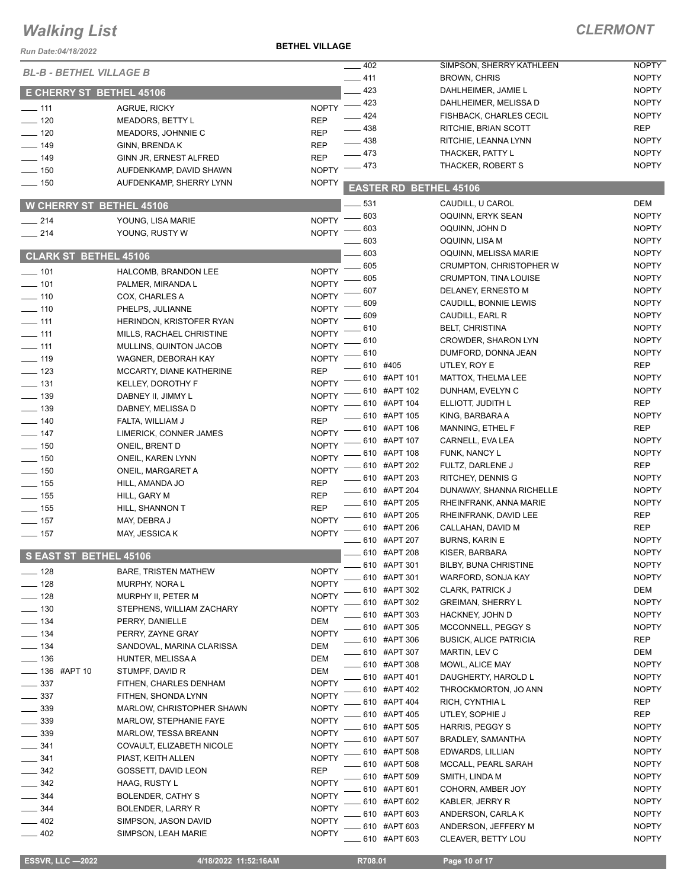# Walking List

## BETHEL VILLAGE

### BL-B - BETHEL VILLAGE B

#### E CHERRY ST BETHEL 45106

| No. | Name | Party |
|---|---|---|
| 111 | AGRUE, RICKY | NOPTY |
| 120 | MEADORS, BETTY L | REP |
| 120 | MEADORS, JOHNNIE C | REP |
| 149 | GINN, BRENDA K | REP |
| 149 | GINN JR, ERNEST ALFRED | REP |
| 150 | AUFDENKAMP, DAVID SHAWN | NOPTY |
| 150 | AUFDENKAMP, SHERRY LYNN | NOPTY |

#### W CHERRY ST BETHEL 45106

| No. | Name | Party |
|---|---|---|
| 214 | YOUNG, LISA MARIE | NOPTY |
| 214 | YOUNG, RUSTY W | NOPTY |

#### CLARK ST BETHEL 45106

| No. | Name | Party |
|---|---|---|
| 101 | HALCOMB, BRANDON LEE | NOPTY |
| 101 | PALMER, MIRANDA L | NOPTY |
| 110 | COX, CHARLES A | NOPTY |
| 110 | PHELPS, JULIANNE | NOPTY |
| 111 | HERINDON, KRISTOFER RYAN | NOPTY |
| 111 | MILLS, RACHAEL CHRISTINE | NOPTY |
| 111 | MULLINS, QUINTON JACOB | NOPTY |
| 119 | WAGNER, DEBORAH KAY | NOPTY |
| 123 | MCCARTY, DIANE KATHERINE | REP |
| 131 | KELLEY, DOROTHY F | NOPTY |
| 139 | DABNEY II, JIMMY L | NOPTY |
| 139 | DABNEY, MELISSA D | NOPTY |
| 140 | FALTA, WILLIAM J | REP |
| 147 | LIMERICK, CONNER JAMES | NOPTY |
| 150 | ONEIL, BRENT D | NOPTY |
| 150 | ONEIL, KAREN LYNN | NOPTY |
| 150 | ONEIL, MARGARET A | NOPTY |
| 155 | HILL, AMANDA JO | REP |
| 155 | HILL, GARY M | REP |
| 155 | HILL, SHANNON T | REP |
| 157 | MAY, DEBRA J | NOPTY |
| 157 | MAY, JESSICA K | NOPTY |

#### S EAST ST BETHEL 45106

| No. | Name | Party |
|---|---|---|
| 128 | BARE, TRISTEN MATHEW | NOPTY |
| 128 | MURPHY, NORA L | NOPTY |
| 128 | MURPHY II, PETER M | NOPTY |
| 130 | STEPHENS, WILLIAM ZACHARY | NOPTY |
| 134 | PERRY, DANIELLE | DEM |
| 134 | PERRY, ZAYNE GRAY | NOPTY |
| 134 | SANDOVAL, MARINA CLARISSA | DEM |
| 136 | HUNTER, MELISSA A | DEM |
| 136 #APT 10 | STUMPF, DAVID R | DEM |
| 337 | FITHEN, CHARLES DENHAM | NOPTY |
| 337 | FITHEN, SHONDA LYNN | NOPTY |
| 339 | MARLOW, CHRISTOPHER SHAWN | NOPTY |
| 339 | MARLOW, STEPHANIE FAYE | NOPTY |
| 339 | MARLOW, TESSA BREANN | NOPTY |
| 341 | COVAULT, ELIZABETH NICOLE | NOPTY |
| 341 | PIAST, KEITH ALLEN | NOPTY |
| 342 | GOSSETT, DAVID LEON | REP |
| 342 | HAAG, RUSTY L | NOPTY |
| 344 | BOLENDER, CATHY S | NOPTY |
| 344 | BOLENDER, LARRY R | NOPTY |
| 402 | SIMPSON, JASON DAVID | NOPTY |
| 402 | SIMPSON, LEAH MARIE | NOPTY |
| 402 | SIMPSON, SHERRY KATHLEEN | NOPTY |
| 411 | BROWN, CHRIS | NOPTY |
| 423 | DAHLHEIMER, JAMIE L | NOPTY |
| 423 | DAHLHEIMER, MELISSA D | NOPTY |
| 424 | FISHBACK, CHARLES CECIL | NOPTY |
| 438 | RITCHIE, BRIAN SCOTT | REP |
| 438 | RITCHIE, LEANNA LYNN | NOPTY |
| 473 | THACKER, PATTY L | NOPTY |
| 473 | THACKER, ROBERT S | NOPTY |

#### EASTER RD BETHEL 45106

| No. | Name | Party |
|---|---|---|
| 531 | CAUDILL, U CAROL | DEM |
| 603 | OQUINN, ERYK SEAN | NOPTY |
| 603 | OQUINN, JOHN D | NOPTY |
| 603 | OQUINN, LISA M | NOPTY |
| 603 | OQUINN, MELISSA MARIE | NOPTY |
| 605 | CRUMPTON, CHRISTOPHER W | NOPTY |
| 605 | CRUMPTON, TINA LOUISE | NOPTY |
| 607 | DELANEY, ERNESTO M | NOPTY |
| 609 | CAUDILL, BONNIE LEWIS | NOPTY |
| 609 | CAUDILL, EARL R | NOPTY |
| 610 | BELT, CHRISTINA | NOPTY |
| 610 | CROWDER, SHARON LYN | NOPTY |
| 610 | DUMFORD, DONNA JEAN | NOPTY |
| 610 #405 | UTLEY, ROY E | REP |
| 610 #APT 101 | MATTOX, THELMA LEE | NOPTY |
| 610 #APT 102 | DUNHAM, EVELYN C | NOPTY |
| 610 #APT 104 | ELLIOTT, JUDITH L | REP |
| 610 #APT 105 | KING, BARBARA A | NOPTY |
| 610 #APT 106 | MANNING, ETHEL F | REP |
| 610 #APT 107 | CARNELL, EVA LEA | NOPTY |
| 610 #APT 108 | FUNK, NANCY L | NOPTY |
| 610 #APT 202 | FULTZ, DARLENE J | REP |
| 610 #APT 203 | RITCHEY, DENNIS G | NOPTY |
| 610 #APT 204 | DUNAWAY, SHANNA RICHELLE | NOPTY |
| 610 #APT 205 | RHEINFRANK, ANNA MARIE | NOPTY |
| 610 #APT 205 | RHEINFRANK, DAVID LEE | REP |
| 610 #APT 206 | CALLAHAN, DAVID M | REP |
| 610 #APT 207 | BURNS, KARIN E | NOPTY |
| 610 #APT 208 | KISER, BARBARA | NOPTY |
| 610 #APT 301 | BILBY, BUNA CHRISTINE | NOPTY |
| 610 #APT 301 | WARFORD, SONJA KAY | NOPTY |
| 610 #APT 302 | CLARK, PATRICK J | DEM |
| 610 #APT 302 | GREIMAN, SHERRY L | NOPTY |
| 610 #APT 303 | HACKNEY, JOHN D | NOPTY |
| 610 #APT 305 | MCCONNELL, PEGGY S | NOPTY |
| 610 #APT 306 | BUSICK, ALICE PATRICIA | REP |
| 610 #APT 307 | MARTIN, LEV C | DEM |
| 610 #APT 308 | MOWL, ALICE MAY | NOPTY |
| 610 #APT 401 | DAUGHERTY, HAROLD L | NOPTY |
| 610 #APT 402 | THROCKMORTON, JO ANN | NOPTY |
| 610 #APT 404 | RICH, CYNTHIA L | REP |
| 610 #APT 405 | UTLEY, SOPHIE J | REP |
| 610 #APT 505 | HARRIS, PEGGY S | NOPTY |
| 610 #APT 507 | BRADLEY, SAMANTHA | NOPTY |
| 610 #APT 508 | EDWARDS, LILLIAN | NOPTY |
| 610 #APT 508 | MCCALL, PEARL SARAH | NOPTY |
| 610 #APT 509 | SMITH, LINDA M | NOPTY |
| 610 #APT 601 | COHORN, AMBER JOY | NOPTY |
| 610 #APT 602 | KABLER, JERRY R | NOPTY |
| 610 #APT 603 | ANDERSON, CARLA K | NOPTY |
| 610 #APT 603 | ANDERSON, JEFFERY M | NOPTY |
| 610 #APT 603 | CLEAVER, BETTY LOU | NOPTY |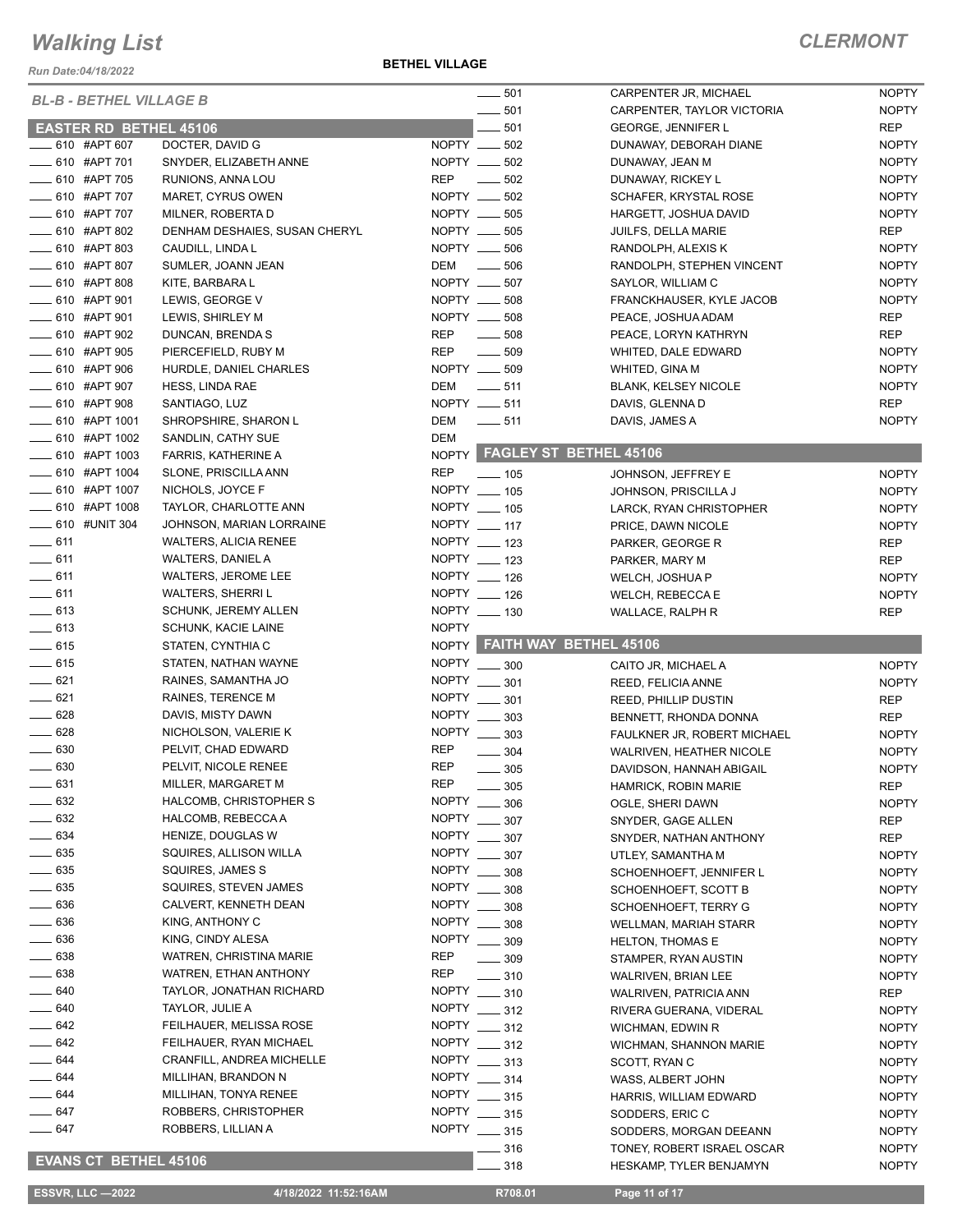# Walking List

## CLERMONT

Run Date:04/18/2022

**BETHEL VILLAGE**

### BL-B - BETHEL VILLAGE B

#### EASTER RD BETHEL 45106

| # | Name | Party |
|---|---|---|
| 610 #APT 607 | DOCTER, DAVID G | NOPTY |
| 610 #APT 701 | SNYDER, ELIZABETH ANNE | NOPTY |
| 610 #APT 705 | RUNIONS, ANNA LOU | REP |
| 610 #APT 707 | MARET, CYRUS OWEN | NOPTY |
| 610 #APT 707 | MILNER, ROBERTA D | NOPTY |
| 610 #APT 802 | DENHAM DESHAIES, SUSAN CHERYL | NOPTY |
| 610 #APT 803 | CAUDILL, LINDA L | NOPTY |
| 610 #APT 807 | SUMLER, JOANN JEAN | DEM |
| 610 #APT 808 | KITE, BARBARA L | NOPTY |
| 610 #APT 901 | LEWIS, GEORGE V | NOPTY |
| 610 #APT 901 | LEWIS, SHIRLEY M | NOPTY |
| 610 #APT 902 | DUNCAN, BRENDA S | REP |
| 610 #APT 905 | PIERCEFIELD, RUBY M | REP |
| 610 #APT 906 | HURDLE, DANIEL CHARLES | NOPTY |
| 610 #APT 907 | HESS, LINDA RAE | DEM |
| 610 #APT 908 | SANTIAGO, LUZ | NOPTY |
| 610 #APT 1001 | SHROPSHIRE, SHARON L | DEM |
| 610 #APT 1002 | SANDLIN, CATHY SUE | DEM |
| 610 #APT 1003 | FARRIS, KATHERINE A | NOPTY |
| 610 #APT 1004 | SLONE, PRISCILLA ANN | REP |
| 610 #APT 1007 | NICHOLS, JOYCE F | NOPTY |
| 610 #APT 1008 | TAYLOR, CHARLOTTE ANN | NOPTY |
| 610 #UNIT 304 | JOHNSON, MARIAN LORRAINE | NOPTY |
| 611 | WALTERS, ALICIA RENEE | NOPTY |
| 611 | WALTERS, DANIEL A | NOPTY |
| 611 | WALTERS, JEROME LEE | NOPTY |
| 611 | WALTERS, SHERRI L | NOPTY |
| 613 | SCHUNK, JEREMY ALLEN | NOPTY |
| 613 | SCHUNK, KACIE LAINE | NOPTY |
| 615 | STATEN, CYNTHIA C | NOPTY |
| 615 | STATEN, NATHAN WAYNE | NOPTY |
| 621 | RAINES, SAMANTHA JO | NOPTY |
| 621 | RAINES, TERENCE M | NOPTY |
| 628 | DAVIS, MISTY DAWN | NOPTY |
| 628 | NICHOLSON, VALERIE K | NOPTY |
| 630 | PELVIT, CHAD EDWARD | REP |
| 630 | PELVIT, NICOLE RENEE | REP |
| 631 | MILLER, MARGARET M | REP |
| 632 | HALCOMB, CHRISTOPHER S | NOPTY |
| 632 | HALCOMB, REBECCA A | NOPTY |
| 634 | HENIZE, DOUGLAS W | NOPTY |
| 635 | SQUIRES, ALLISON WILLA | NOPTY |
| 635 | SQUIRES, JAMES S | NOPTY |
| 635 | SQUIRES, STEVEN JAMES | NOPTY |
| 636 | CALVERT, KENNETH DEAN | NOPTY |
| 636 | KING, ANTHONY C | NOPTY |
| 636 | KING, CINDY ALESA | NOPTY |
| 638 | WATREN, CHRISTINA MARIE | REP |
| 638 | WATREN, ETHAN ANTHONY | REP |
| 640 | TAYLOR, JONATHAN RICHARD | NOPTY |
| 640 | TAYLOR, JULIE A | NOPTY |
| 642 | FEILHAUER, MELISSA ROSE | NOPTY |
| 642 | FEILHAUER, RYAN MICHAEL | NOPTY |
| 644 | CRANFILL, ANDREA MICHELLE | NOPTY |
| 644 | MILLIHAN, BRANDON N | NOPTY |
| 644 | MILLIHAN, TONYA RENEE | NOPTY |
| 647 | ROBBERS, CHRISTOPHER | NOPTY |
| 647 | ROBBERS, LILLIAN A | NOPTY |

#### EVANS CT BETHEL 45106

| # | Name | Party |
|---|---|---|
| 501 | CARPENTER JR, MICHAEL | NOPTY |
| 501 | CARPENTER, TAYLOR VICTORIA | NOPTY |
| 501 | GEORGE, JENNIFER L | REP |
| 502 | DUNAWAY, DEBORAH DIANE | NOPTY |
| 502 | DUNAWAY, JEAN M | NOPTY |
| 502 | DUNAWAY, RICKEY L | NOPTY |
| 502 | SCHAFER, KRYSTAL ROSE | NOPTY |
| 505 | HARGETT, JOSHUA DAVID | NOPTY |
| 505 | JUILFS, DELLA MARIE | REP |
| 506 | RANDOLPH, ALEXIS K | NOPTY |
| 506 | RANDOLPH, STEPHEN VINCENT | NOPTY |
| 507 | SAYLOR, WILLIAM C | NOPTY |
| 508 | FRANCKHAUSER, KYLE JACOB | NOPTY |
| 508 | PEACE, JOSHUA ADAM | REP |
| 508 | PEACE, LORYN KATHRYN | REP |
| 509 | WHITED, DALE EDWARD | NOPTY |
| 509 | WHITED, GINA M | NOPTY |
| 511 | BLANK, KELSEY NICOLE | NOPTY |
| 511 | DAVIS, GLENNA D | REP |
| 511 | DAVIS, JAMES A | NOPTY |

#### FAGLEY ST BETHEL 45106

| # | Name | Party |
|---|---|---|
| 105 | JOHNSON, JEFFREY E | NOPTY |
| 105 | JOHNSON, PRISCILLA J | NOPTY |
| 105 | LARCK, RYAN CHRISTOPHER | NOPTY |
| 117 | PRICE, DAWN NICOLE | NOPTY |
| 123 | PARKER, GEORGE R | REP |
| 123 | PARKER, MARY M | REP |
| 126 | WELCH, JOSHUA P | NOPTY |
| 126 | WELCH, REBECCA E | NOPTY |
| 130 | WALLACE, RALPH R | REP |

#### FAITH WAY BETHEL 45106

| # | Name | Party |
|---|---|---|
| 300 | CAITO JR, MICHAEL A | NOPTY |
| 301 | REED, FELICIA ANNE | NOPTY |
| 301 | REED, PHILLIP DUSTIN | REP |
| 303 | BENNETT, RHONDA DONNA | REP |
| 303 | FAULKNER JR, ROBERT MICHAEL | NOPTY |
| 304 | WALRIVEN, HEATHER NICOLE | NOPTY |
| 305 | DAVIDSON, HANNAH ABIGAIL | NOPTY |
| 305 | HAMRICK, ROBIN MARIE | REP |
| 306 | OGLE, SHERI DAWN | NOPTY |
| 307 | SNYDER, GAGE ALLEN | REP |
| 307 | SNYDER, NATHAN ANTHONY | REP |
| 307 | UTLEY, SAMANTHA M | NOPTY |
| 308 | SCHOENHOEFT, JENNIFER L | NOPTY |
| 308 | SCHOENHOEFT, SCOTT B | NOPTY |
| 308 | SCHOENHOEFT, TERRY G | NOPTY |
| 308 | WELLMAN, MARIAH STARR | NOPTY |
| 309 | HELTON, THOMAS E | NOPTY |
| 309 | STAMPER, RYAN AUSTIN | NOPTY |
| 310 | WALRIVEN, BRIAN LEE | NOPTY |
| 310 | WALRIVEN, PATRICIA ANN | REP |
| 312 | RIVERA GUERANA, VIDERAL | NOPTY |
| 312 | WICHMAN, EDWIN R | NOPTY |
| 312 | WICHMAN, SHANNON MARIE | NOPTY |
| 313 | SCOTT, RYAN C | NOPTY |
| 314 | WASS, ALBERT JOHN | NOPTY |
| 315 | HARRIS, WILLIAM EDWARD | NOPTY |
| 315 | SODDERS, ERIC C | NOPTY |
| 315 | SODDERS, MORGAN DEEANN | NOPTY |
| 316 | TONEY, ROBERT ISRAEL OSCAR | NOPTY |
| 318 | HESKAMP, TYLER BENJAMYN | NOPTY |

ESSVR, LLC —2022 &nbsp;&nbsp; 4/18/2022 11:52:16AM &nbsp;&nbsp; R708.01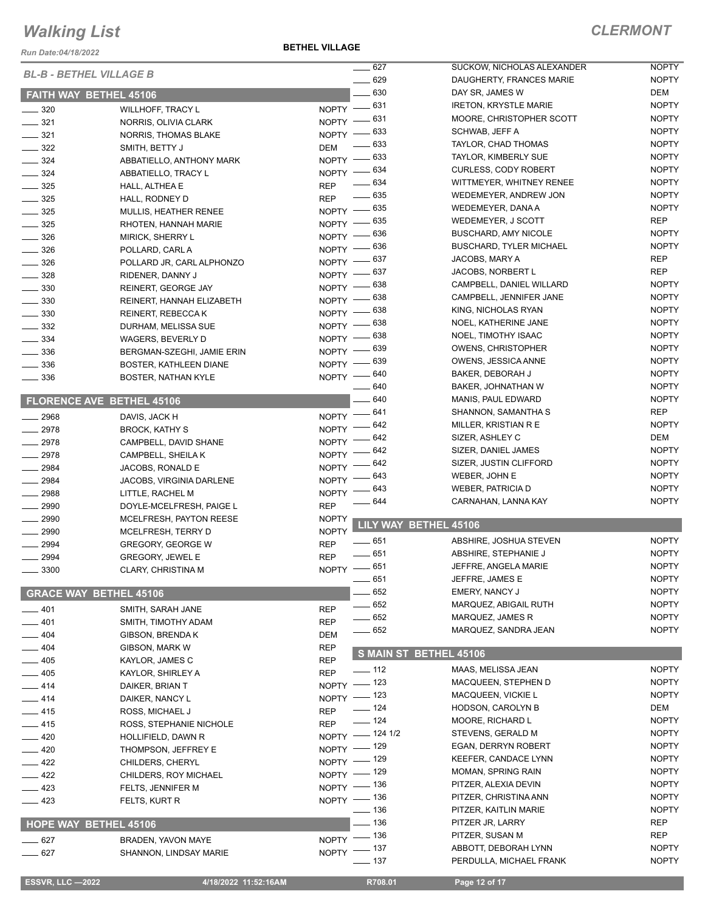# Walking List

## CLERMONT

*Run Date:04/18/2022*

**BETHEL VILLAGE**

### BL-B - BETHEL VILLAGE B

#### FAITH WAY BETHEL 45106

| No. | Name | Party |
|---|---|---|
| 320 | WILLHOFF, TRACY L | NOPTY |
| 321 | NORRIS, OLIVIA CLARK | NOPTY |
| 321 | NORRIS, THOMAS BLAKE | NOPTY |
| 322 | SMITH, BETTY J | DEM |
| 324 | ABBATIELLO, ANTHONY MARK | NOPTY |
| 324 | ABBATIELLO, TRACY L | NOPTY |
| 325 | HALL, ALTHEA E | REP |
| 325 | HALL, RODNEY D | REP |
| 325 | MULLIS, HEATHER RENEE | NOPTY |
| 325 | RHOTEN, HANNAH MARIE | NOPTY |
| 326 | MIRICK, SHERRY L | NOPTY |
| 326 | POLLARD, CARL A | NOPTY |
| 326 | POLLARD JR, CARL ALPHONZO | NOPTY |
| 328 | RIDENER, DANNY J | NOPTY |
| 330 | REINERT, GEORGE JAY | NOPTY |
| 330 | REINERT, HANNAH ELIZABETH | NOPTY |
| 330 | REINERT, REBECCA K | NOPTY |
| 332 | DURHAM, MELISSA SUE | NOPTY |
| 334 | WAGERS, BEVERLY D | NOPTY |
| 336 | BERGMAN-SZEGHI, JAMIE ERIN | NOPTY |
| 336 | BOSTER, KATHLEEN DIANE | NOPTY |
| 336 | BOSTER, NATHAN KYLE | NOPTY |

#### FLORENCE AVE BETHEL 45106

| No. | Name | Party |
|---|---|---|
| 2968 | DAVIS, JACK H | NOPTY |
| 2978 | BROCK, KATHY S | NOPTY |
| 2978 | CAMPBELL, DAVID SHANE | NOPTY |
| 2978 | CAMPBELL, SHEILA K | NOPTY |
| 2984 | JACOBS, RONALD E | NOPTY |
| 2984 | JACOBS, VIRGINIA DARLENE | NOPTY |
| 2988 | LITTLE, RACHEL M | NOPTY |
| 2990 | DOYLE-MCELFRESH, PAIGE L | REP |
| 2990 | MCELFRESH, PAYTON REESE | NOPTY |
| 2990 | MCELFRESH, TERRY D | NOPTY |
| 2994 | GREGORY, GEORGE W | REP |
| 2994 | GREGORY, JEWEL E | REP |
| 3300 | CLARY, CHRISTINA M | NOPTY |

#### GRACE WAY BETHEL 45106

| No. | Name | Party |
|---|---|---|
| 401 | SMITH, SARAH JANE | REP |
| 401 | SMITH, TIMOTHY ADAM | REP |
| 404 | GIBSON, BRENDA K | DEM |
| 404 | GIBSON, MARK W | REP |
| 405 | KAYLOR, JAMES C | REP |
| 405 | KAYLOR, SHIRLEY A | REP |
| 414 | DAIKER, BRIAN T | NOPTY |
| 414 | DAIKER, NANCY L | NOPTY |
| 415 | ROSS, MICHAEL J | REP |
| 415 | ROSS, STEPHANIE NICHOLE | REP |
| 420 | HOLLIFIELD, DAWN R | NOPTY |
| 420 | THOMPSON, JEFFREY E | NOPTY |
| 422 | CHILDERS, CHERYL | NOPTY |
| 422 | CHILDERS, ROY MICHAEL | NOPTY |
| 423 | FELTS, JENNIFER M | NOPTY |
| 423 | FELTS, KURT R | NOPTY |

#### HOPE WAY BETHEL 45106

| No. | Name | Party |
|---|---|---|
| 627 | BRADEN, YAVON MAYE | NOPTY |
| 627 | SHANNON, LINDSAY MARIE | NOPTY |
| 627 | SUCKOW, NICHOLAS ALEXANDER | NOPTY |
| 629 | DAUGHERTY, FRANCES MARIE | NOPTY |
| 630 | DAY SR, JAMES W | DEM |
| 631 | IRETON, KRYSTLE MARIE | NOPTY |
| 631 | MOORE, CHRISTOPHER SCOTT | NOPTY |
| 633 | SCHWAB, JEFF A | NOPTY |
| 633 | TAYLOR, CHAD THOMAS | NOPTY |
| 633 | TAYLOR, KIMBERLY SUE | NOPTY |
| 634 | CURLESS, CODY ROBERT | NOPTY |
| 634 | WITTMEYER, WHITNEY RENEE | NOPTY |
| 635 | WEDEMEYER, ANDREW JON | NOPTY |
| 635 | WEDEMEYER, DANA A | NOPTY |
| 635 | WEDEMEYER, J SCOTT | REP |
| 636 | BUSCHARD, AMY NICOLE | NOPTY |
| 636 | BUSCHARD, TYLER MICHAEL | NOPTY |
| 637 | JACOBS, MARY A | REP |
| 637 | JACOBS, NORBERT L | REP |
| 638 | CAMPBELL, DANIEL WILLARD | NOPTY |
| 638 | CAMPBELL, JENNIFER JANE | NOPTY |
| 638 | KING, NICHOLAS RYAN | NOPTY |
| 638 | NOEL, KATHERINE JANE | NOPTY |
| 638 | NOEL, TIMOTHY ISAAC | NOPTY |
| 639 | OWENS, CHRISTOPHER | NOPTY |
| 639 | OWENS, JESSICA ANNE | NOPTY |
| 640 | BAKER, DEBORAH J | NOPTY |
| 640 | BAKER, JOHNATHAN W | NOPTY |
| 640 | MANIS, PAUL EDWARD | NOPTY |
| 641 | SHANNON, SAMANTHA S | REP |
| 642 | MILLER, KRISTIAN R E | NOPTY |
| 642 | SIZER, ASHLEY C | DEM |
| 642 | SIZER, DANIEL JAMES | NOPTY |
| 642 | SIZER, JUSTIN CLIFFORD | NOPTY |
| 643 | WEBER, JOHN E | NOPTY |
| 643 | WEBER, PATRICIA D | NOPTY |
| 644 | CARNAHAN, LANNA KAY | NOPTY |

#### LILY WAY BETHEL 45106

| No. | Name | Party |
|---|---|---|
| 651 | ABSHIRE, JOSHUA STEVEN | NOPTY |
| 651 | ABSHIRE, STEPHANIE J | NOPTY |
| 651 | JEFFRE, ANGELA MARIE | NOPTY |
| 651 | JEFFRE, JAMES E | NOPTY |
| 652 | EMERY, NANCY J | NOPTY |
| 652 | MARQUEZ, ABIGAIL RUTH | NOPTY |
| 652 | MARQUEZ, JAMES R | NOPTY |
| 652 | MARQUEZ, SANDRA JEAN | NOPTY |

#### S MAIN ST BETHEL 45106

| No. | Name | Party |
|---|---|---|
| 112 | MAAS, MELISSA JEAN | NOPTY |
| 123 | MACQUEEN, STEPHEN D | NOPTY |
| 123 | MACQUEEN, VICKIE L | NOPTY |
| 124 | HODSON, CAROLYN B | DEM |
| 124 | MOORE, RICHARD L | NOPTY |
| 124 1/2 | STEVENS, GERALD M | NOPTY |
| 129 | EGAN, DERRYN ROBERT | NOPTY |
| 129 | KEEFER, CANDACE LYNN | NOPTY |
| 129 | MOMAN, SPRING RAIN | NOPTY |
| 136 | PITZER, ALEXIA DEVIN | NOPTY |
| 136 | PITZER, CHRISTINA ANN | NOPTY |
| 136 | PITZER, KAITLIN MARIE | NOPTY |
| 136 | PITZER JR, LARRY | REP |
| 136 | PITZER, SUSAN M | REP |
| 137 | ABBOTT, DEBORAH LYNN | NOPTY |
| 137 | PERDULLA, MICHAEL FRANK | NOPTY |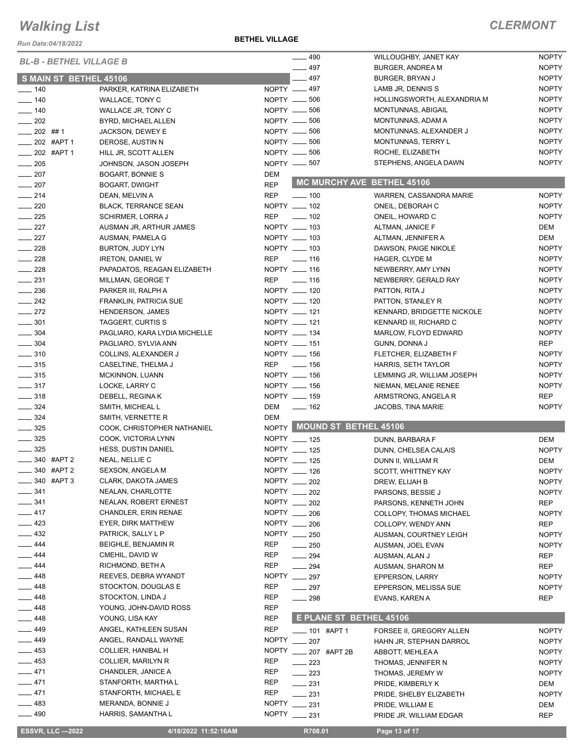# Walking List

**CLERMONT**

*Run Date:04/18/2022*

**BETHEL VILLAGE**

## BL-B - BETHEL VILLAGE B

### S MAIN ST BETHEL 45106

| No. | Name | Party |
|---|---|---|
| 140 | PARKER, KATRINA ELIZABETH | NOPTY |
| 140 | WALLACE, TONY C | NOPTY |
| 140 | WALLACE JR, TONY C | NOPTY |
| 202 | BYRD, MICHAEL ALLEN | NOPTY |
| 202 ## 1 | JACKSON, DEWEY E | NOPTY |
| 202 #APT 1 | DEROSE, AUSTIN N | NOPTY |
| 202 #APT 1 | HILL JR, SCOTT ALLEN | NOPTY |
| 205 | JOHNSON, JASON JOSEPH | NOPTY |
| 207 | BOGART, BONNIE S | DEM |
| 207 | BOGART, DWIGHT | REP |
| 214 | DEAN, MELVIN A | REP |
| 220 | BLACK, TERRANCE SEAN | NOPTY |
| 225 | SCHIRMER, LORRA J | REP |
| 227 | AUSMAN JR, ARTHUR JAMES | NOPTY |
| 227 | AUSMAN, PAMELA G | NOPTY |
| 228 | BURTON, JUDY LYN | NOPTY |
| 228 | IRETON, DANIEL W | REP |
| 228 | PAPADATOS, REAGAN ELIZABETH | NOPTY |
| 231 | MILLMAN, GEORGE T | REP |
| 236 | PARKER III, RALPH A | NOPTY |
| 242 | FRANKLIN, PATRICIA SUE | NOPTY |
| 272 | HENDERSON, JAMES | NOPTY |
| 301 | TAGGERT, CURTIS S | NOPTY |
| 304 | PAGLIARO, KARA LYDIA MICHELLE | NOPTY |
| 304 | PAGLIARO, SYLVIA ANN | NOPTY |
| 310 | COLLINS, ALEXANDER J | NOPTY |
| 315 | CASELTINE, THELMA J | REP |
| 315 | MCKINNON, LUANN | NOPTY |
| 317 | LOCKE, LARRY C | NOPTY |
| 318 | DEBELL, REGINA K | NOPTY |
| 324 | SMITH, MICHEAL L | DEM |
| 324 | SMITH, VERNETTE R | DEM |
| 325 | COOK, CHRISTOPHER NATHANIEL | NOPTY |
| 325 | COOK, VICTORIA LYNN | NOPTY |
| 325 | HESS, DUSTIN DANIEL | NOPTY |
| 340 #APT 2 | NEAL, NELLIE C | NOPTY |
| 340 #APT 2 | SEXSON, ANGELA M | NOPTY |
| 340 #APT 3 | CLARK, DAKOTA JAMES | NOPTY |
| 341 | NEALAN, CHARLOTTE | NOPTY |
| 341 | NEALAN, ROBERT ERNEST | NOPTY |
| 417 | CHANDLER, ERIN RENAE | NOPTY |
| 423 | EYER, DIRK MATTHEW | NOPTY |
| 432 | PATRICK, SALLY L P | NOPTY |
| 444 | BEIGHLE, BENJAMIN R | REP |
| 444 | CMEHIL, DAVID W | REP |
| 444 | RICHMOND, BETH A | REP |
| 448 | REEVES, DEBRA WYANDT | NOPTY |
| 448 | STOCKTON, DOUGLAS E | REP |
| 448 | STOCKTON, LINDA J | REP |
| 448 | YOUNG, JOHN-DAVID ROSS | REP |
| 448 | YOUNG, LISA KAY | REP |
| 449 | ANGEL, KATHLEEN SUSAN | REP |
| 449 | ANGEL, RANDALL WAYNE | NOPTY |
| 453 | COLLIER, HANIBAL H | NOPTY |
| 453 | COLLIER, MARILYN R | REP |
| 471 | CHANDLER, JANICE A | REP |
| 471 | STANFORTH, MARTHA L | REP |
| 471 | STANFORTH, MICHAEL E | REP |
| 483 | MERANDA, BONNIE J | NOPTY |
| 490 | HARRIS, SAMANTHA L | NOPTY |
| 490 | WILLOUGHBY, JANET KAY | NOPTY |
| 497 | BURGER, ANDREA M | NOPTY |
| 497 | BURGER, BRYAN J | NOPTY |
| 497 | LAMB JR, DENNIS S | NOPTY |
| 506 | HOLLINGSWORTH, ALEXANDRIA M | NOPTY |
| 506 | MONTUNNAS, ABIGAIL | NOPTY |
| 506 | MONTUNNAS, ADAM A | NOPTY |
| 506 | MONTUNNAS, ALEXANDER J | NOPTY |
| 506 | MONTUNNAS, TERRY L | NOPTY |
| 506 | ROCHE, ELIZABETH | NOPTY |
| 507 | STEPHENS, ANGELA DAWN | NOPTY |

### MC MURCHY AVE BETHEL 45106

| No. | Name | Party |
|---|---|---|
| 100 | WARREN, CASSANDRA MARIE | NOPTY |
| 102 | ONEIL, DEBORAH C | NOPTY |
| 102 | ONEIL, HOWARD C | NOPTY |
| 103 | ALTMAN, JANICE F | DEM |
| 103 | ALTMAN, JENNIFER A | DEM |
| 103 | DAWSON, PAIGE NIKOLE | NOPTY |
| 116 | HAGER, CLYDE M | NOPTY |
| 116 | NEWBERRY, AMY LYNN | NOPTY |
| 116 | NEWBERRY, GERALD RAY | NOPTY |
| 120 | PATTON, RITA J | NOPTY |
| 120 | PATTON, STANLEY R | NOPTY |
| 121 | KENNARD, BRIDGETTE NICKOLE | NOPTY |
| 121 | KENNARD III, RICHARD C | NOPTY |
| 134 | MARLOW, FLOYD EDWARD | NOPTY |
| 151 | GUNN, DONNA J | REP |
| 156 | FLETCHER, ELIZABETH F | NOPTY |
| 156 | HARRIS, SETH TAYLOR | NOPTY |
| 156 | LEMMING JR, WILLIAM JOSEPH | NOPTY |
| 156 | NIEMAN, MELANIE RENEE | NOPTY |
| 159 | ARMSTRONG, ANGELA R | REP |
| 162 | JACOBS, TINA MARIE | NOPTY |

### MOUND ST BETHEL 45106

| No. | Name | Party |
|---|---|---|
| 125 | DUNN, BARBARA F | DEM |
| 125 | DUNN, CHELSEA CALAIS | NOPTY |
| 125 | DUNN II, WILLIAM R | DEM |
| 126 | SCOTT, WHITTNEY KAY | NOPTY |
| 202 | DREW, ELIJAH B | NOPTY |
| 202 | PARSONS, BESSIE J | NOPTY |
| 202 | PARSONS, KENNETH JOHN | REP |
| 206 | COLLOPY, THOMAS MICHAEL | NOPTY |
| 206 | COLLOPY, WENDY ANN | REP |
| 250 | AUSMAN, COURTNEY LEIGH | NOPTY |
| 250 | AUSMAN, JOEL EVAN | NOPTY |
| 294 | AUSMAN, ALAN J | REP |
| 294 | AUSMAN, SHARON M | REP |
| 297 | EPPERSON, LARRY | NOPTY |
| 297 | EPPERSON, MELISSA SUE | NOPTY |
| 298 | EVANS, KAREN A | REP |

### E PLANE ST BETHEL 45106

| No. | Name | Party |
|---|---|---|
| 101 #APT 1 | FORSEE II, GREGORY ALLEN | NOPTY |
| 207 | HAHN JR, STEPHAN DARROL | NOPTY |
| 207 #APT 2B | ABBOTT, MEHLEA A | NOPTY |
| 223 | THOMAS, JENNIFER N | NOPTY |
| 223 | THOMAS, JEREMY W | NOPTY |
| 231 | PRIDE, KIMBERLY K | DEM |
| 231 | PRIDE, SHELBY ELIZABETH | NOPTY |
| 231 | PRIDE, WILLIAM E | DEM |
| 231 | PRIDE JR, WILLIAM EDGAR | REP |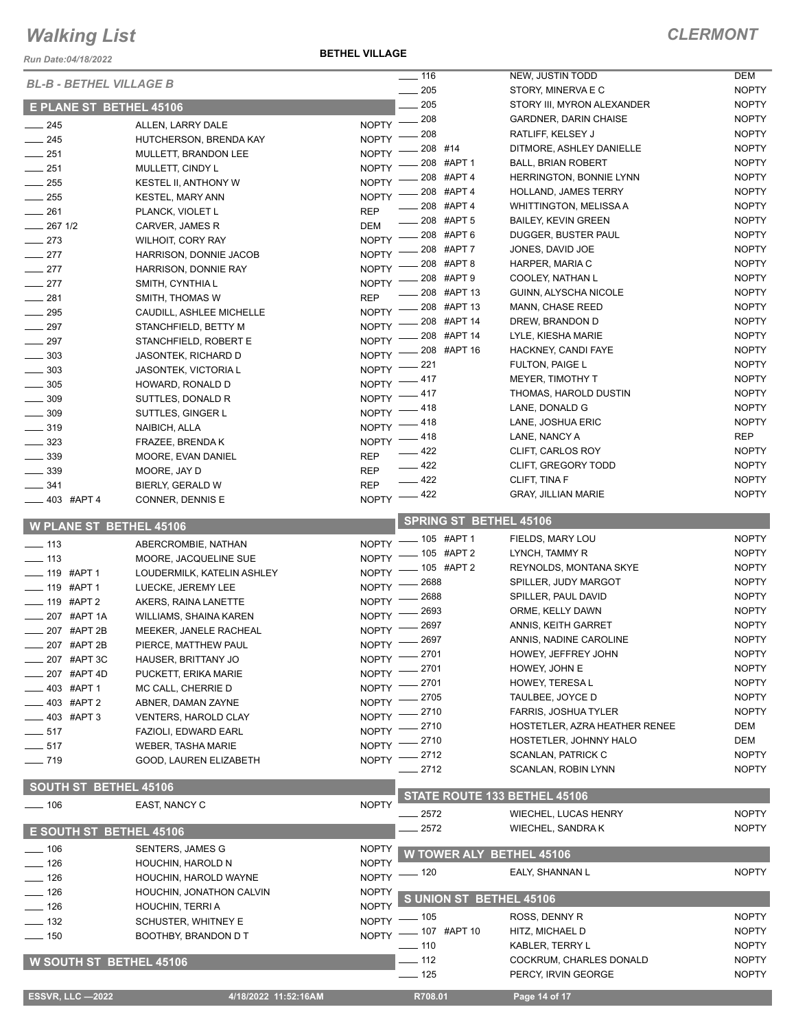# Walking List

## CLERMONT

**BETHEL VILLAGE**

Run Date:04/18/2022

### BL-B - BETHEL VILLAGE B

#### E PLANE ST BETHEL 45106

| Number | Name | Party |
|---|---|---|
| 245 | ALLEN, LARRY DALE | NOPTY |
| 245 | HUTCHERSON, BRENDA KAY | NOPTY |
| 251 | MULLETT, BRANDON LEE | NOPTY |
| 251 | MULLETT, CINDY L | NOPTY |
| 255 | KESTEL II, ANTHONY W | NOPTY |
| 255 | KESTEL, MARY ANN | NOPTY |
| 261 | PLANCK, VIOLET L | REP |
| 267 1/2 | CARVER, JAMES R | DEM |
| 273 | WILHOIT, CORY RAY | NOPTY |
| 277 | HARRISON, DONNIE JACOB | NOPTY |
| 277 | HARRISON, DONNIE RAY | NOPTY |
| 277 | SMITH, CYNTHIA L | NOPTY |
| 281 | SMITH, THOMAS W | REP |
| 295 | CAUDILL, ASHLEE MICHELLE | NOPTY |
| 297 | STANCHFIELD, BETTY M | NOPTY |
| 297 | STANCHFIELD, ROBERT E | NOPTY |
| 303 | JASONTEK, RICHARD D | NOPTY |
| 303 | JASONTEK, VICTORIA L | NOPTY |
| 305 | HOWARD, RONALD D | NOPTY |
| 309 | SUTTLES, DONALD R | NOPTY |
| 309 | SUTTLES, GINGER L | NOPTY |
| 319 | NAIBICH, ALLA | NOPTY |
| 323 | FRAZEE, BRENDA K | NOPTY |
| 339 | MOORE, EVAN DANIEL | REP |
| 339 | MOORE, JAY D | REP |
| 341 | BIERLY, GERALD W | REP |
| 403 #APT 4 | CONNER, DENNIS E | NOPTY |

#### W PLANE ST BETHEL 45106

| Number | Name | Party |
|---|---|---|
| 113 | ABERCROMBIE, NATHAN | NOPTY |
| 113 | MOORE, JACQUELINE SUE | NOPTY |
| 119 #APT 1 | LOUDERMILK, KATELIN ASHLEY | NOPTY |
| 119 #APT 1 | LUECKE, JEREMY LEE | NOPTY |
| 119 #APT 2 | AKERS, RAINA LANETTE | NOPTY |
| 207 #APT 1A | WILLIAMS, SHAINA KAREN | NOPTY |
| 207 #APT 2B | MEEKER, JANELE RACHEAL | NOPTY |
| 207 #APT 2B | PIERCE, MATTHEW PAUL | NOPTY |
| 207 #APT 3C | HAUSER, BRITTANY JO | NOPTY |
| 207 #APT 4D | PUCKETT, ERIKA MARIE | NOPTY |
| 403 #APT 1 | MC CALL, CHERRIE D | NOPTY |
| 403 #APT 2 | ABNER, DAMAN ZAYNE | NOPTY |
| 403 #APT 3 | VENTERS, HAROLD CLAY | NOPTY |
| 517 | FAZIOLI, EDWARD EARL | NOPTY |
| 517 | WEBER, TASHA MARIE | NOPTY |
| 719 | GOOD, LAUREN ELIZABETH | NOPTY |

#### SOUTH ST BETHEL 45106

| Number | Name | Party |
|---|---|---|
| 106 | EAST, NANCY C | NOPTY |

#### E SOUTH ST BETHEL 45106

| Number | Name | Party |
|---|---|---|
| 106 | SENTERS, JAMES G | NOPTY |
| 126 | HOUCHIN, HAROLD N | NOPTY |
| 126 | HOUCHIN, HAROLD WAYNE | NOPTY |
| 126 | HOUCHIN, JONATHON CALVIN | NOPTY |
| 126 | HOUCHIN, TERRI A | NOPTY |
| 132 | SCHUSTER, WHITNEY E | NOPTY |
| 150 | BOOTHBY, BRANDON D T | NOPTY |

#### W SOUTH ST BETHEL 45106

| Number | Name | Party |
|---|---|---|
| 116 | NEW, JUSTIN TODD | DEM |
| 205 | STORY, MINERVA E C | NOPTY |
| 205 | STORY III, MYRON ALEXANDER | NOPTY |
| 208 | GARDNER, DARIN CHAISE | NOPTY |
| 208 | RATLIFF, KELSEY J | NOPTY |
| 208 #14 | DITMORE, ASHLEY DANIELLE | NOPTY |
| 208 #APT 1 | BALL, BRIAN ROBERT | NOPTY |
| 208 #APT 4 | HERRINGTON, BONNIE LYNN | NOPTY |
| 208 #APT 4 | HOLLAND, JAMES TERRY | NOPTY |
| 208 #APT 4 | WHITTINGTON, MELISSA A | NOPTY |
| 208 #APT 5 | BAILEY, KEVIN GREEN | NOPTY |
| 208 #APT 6 | DUGGER, BUSTER PAUL | NOPTY |
| 208 #APT 7 | JONES, DAVID JOE | NOPTY |
| 208 #APT 8 | HARPER, MARIA C | NOPTY |
| 208 #APT 9 | COOLEY, NATHAN L | NOPTY |
| 208 #APT 13 | GUINN, ALYSCHA NICOLE | NOPTY |
| 208 #APT 13 | MANN, CHASE REED | NOPTY |
| 208 #APT 14 | DREW, BRANDON D | NOPTY |
| 208 #APT 14 | LYLE, KIESHA MARIE | NOPTY |
| 208 #APT 16 | HACKNEY, CANDI FAYE | NOPTY |
| 221 | FULTON, PAIGE L | NOPTY |
| 417 | MEYER, TIMOTHY T | NOPTY |
| 417 | THOMAS, HAROLD DUSTIN | NOPTY |
| 418 | LANE, DONALD G | NOPTY |
| 418 | LANE, JOSHUA ERIC | NOPTY |
| 418 | LANE, NANCY A | REP |
| 422 | CLIFT, CARLOS ROY | NOPTY |
| 422 | CLIFT, GREGORY TODD | NOPTY |
| 422 | CLIFT, TINA F | NOPTY |
| 422 | GRAY, JILLIAN MARIE | NOPTY |

#### SPRING ST BETHEL 45106

| Number | Name | Party |
|---|---|---|
| 105 #APT 1 | FIELDS, MARY LOU | NOPTY |
| 105 #APT 2 | LYNCH, TAMMY R | NOPTY |
| 105 #APT 2 | REYNOLDS, MONTANA SKYE | NOPTY |
| 2688 | SPILLER, JUDY MARGOT | NOPTY |
| 2688 | SPILLER, PAUL DAVID | NOPTY |
| 2693 | ORME, KELLY DAWN | NOPTY |
| 2697 | ANNIS, KEITH GARRET | NOPTY |
| 2697 | ANNIS, NADINE CAROLINE | NOPTY |
| 2701 | HOWEY, JEFFREY JOHN | NOPTY |
| 2701 | HOWEY, JOHN E | NOPTY |
| 2701 | HOWEY, TERESA L | NOPTY |
| 2705 | TAULBEE, JOYCE D | NOPTY |
| 2710 | FARRIS, JOSHUA TYLER | NOPTY |
| 2710 | HOSTETLER, AZRA HEATHER RENEE | DEM |
| 2710 | HOSTETLER, JOHNNY HALO | DEM |
| 2712 | SCANLAN, PATRICK C | NOPTY |
| 2712 | SCANLAN, ROBIN LYNN | NOPTY |

#### STATE ROUTE 133 BETHEL 45106

| Number | Name | Party |
|---|---|---|
| 2572 | WIECHEL, LUCAS HENRY | NOPTY |
| 2572 | WIECHEL, SANDRA K | NOPTY |

#### W TOWER ALY BETHEL 45106

| Number | Name | Party |
|---|---|---|
| 120 | EALY, SHANNAN L | NOPTY |

#### S UNION ST BETHEL 45106

| Number | Name | Party |
|---|---|---|
| 105 | ROSS, DENNY R | NOPTY |
| 107 #APT 10 | HITZ, MICHAEL D | NOPTY |
| 110 | KABLER, TERRY L | NOPTY |
| 112 | COCKRUM, CHARLES DONALD | NOPTY |
| 125 | PERCY, IRVIN GEORGE | NOPTY |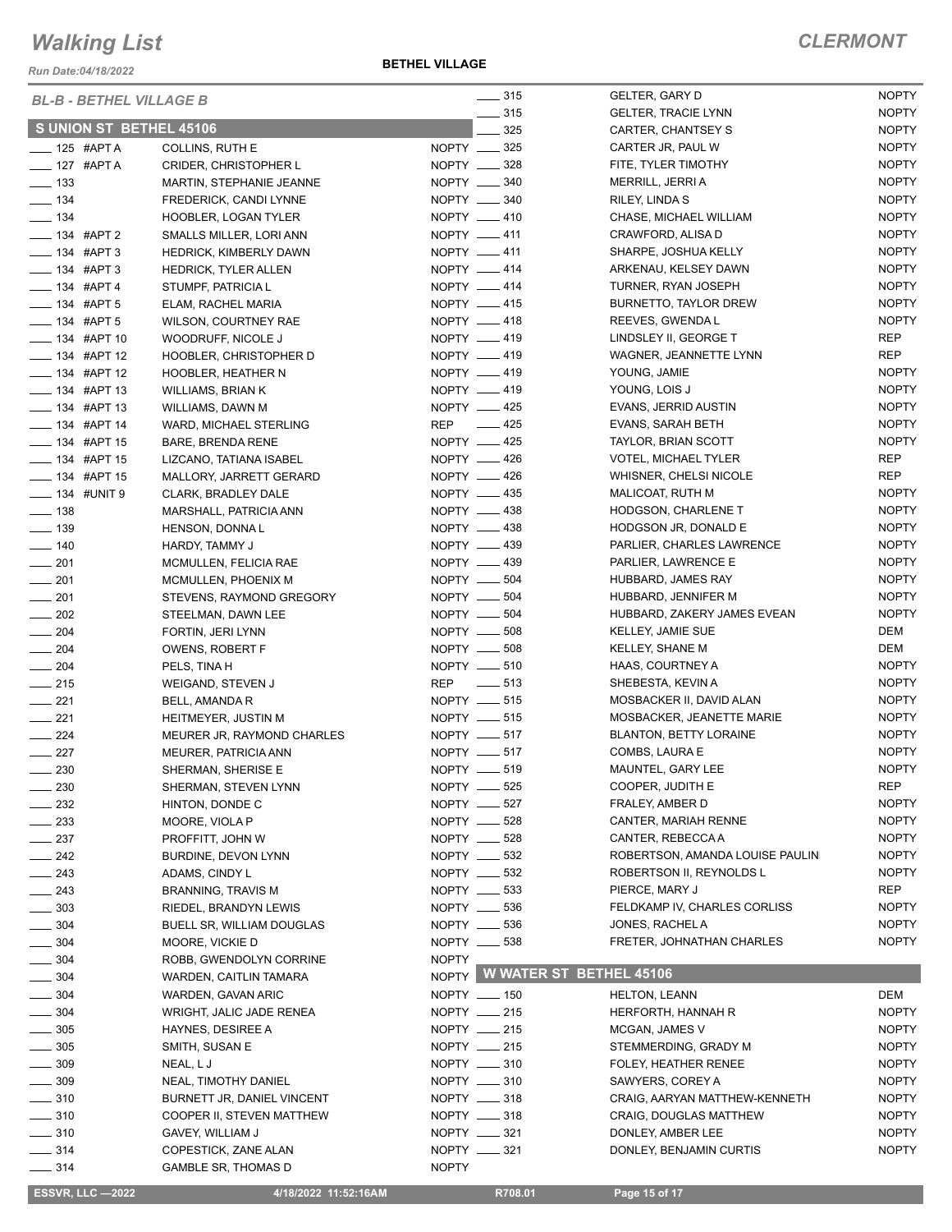# Walking List

**CLERMONT**

Run Date:04/18/2022

**BETHEL VILLAGE**

## BL-B - BETHEL VILLAGE B

### S UNION ST BETHEL 45106

| No. | Name | Party |
|---|---|---|
| ____ 125 #APT A | COLLINS, RUTH E | NOPTY |
| ____ 127 #APT A | CRIDER, CHRISTOPHER L | NOPTY |
| ____ 133 | MARTIN, STEPHANIE JEANNE | NOPTY |
| ____ 134 | FREDERICK, CANDI LYNNE | NOPTY |
| ____ 134 | HOOBLER, LOGAN TYLER | NOPTY |
| ____ 134 #APT 2 | SMALLS MILLER, LORI ANN | NOPTY |
| ____ 134 #APT 3 | HEDRICK, KIMBERLY DAWN | NOPTY |
| ____ 134 #APT 3 | HEDRICK, TYLER ALLEN | NOPTY |
| ____ 134 #APT 4 | STUMPF, PATRICIA L | NOPTY |
| ____ 134 #APT 5 | ELAM, RACHEL MARIA | NOPTY |
| ____ 134 #APT 5 | WILSON, COURTNEY RAE | NOPTY |
| ____ 134 #APT 10 | WOODRUFF, NICOLE J | NOPTY |
| ____ 134 #APT 12 | HOOBLER, CHRISTOPHER D | NOPTY |
| ____ 134 #APT 12 | HOOBLER, HEATHER N | NOPTY |
| ____ 134 #APT 13 | WILLIAMS, BRIAN K | NOPTY |
| ____ 134 #APT 13 | WILLIAMS, DAWN M | NOPTY |
| ____ 134 #APT 14 | WARD, MICHAEL STERLING | REP |
| ____ 134 #APT 15 | BARE, BRENDA RENE | NOPTY |
| ____ 134 #APT 15 | LIZCANO, TATIANA ISABEL | NOPTY |
| ____ 134 #APT 15 | MALLORY, JARRETT GERARD | NOPTY |
| ____ 134 #UNIT 9 | CLARK, BRADLEY DALE | NOPTY |
| ____ 138 | MARSHALL, PATRICIA ANN | NOPTY |
| ____ 139 | HENSON, DONNA L | NOPTY |
| ____ 140 | HARDY, TAMMY J | NOPTY |
| ____ 201 | MCMULLEN, FELICIA RAE | NOPTY |
| ____ 201 | MCMULLEN, PHOENIX M | NOPTY |
| ____ 201 | STEVENS, RAYMOND GREGORY | NOPTY |
| ____ 202 | STEELMAN, DAWN LEE | NOPTY |
| ____ 204 | FORTIN, JERI LYNN | NOPTY |
| ____ 204 | OWENS, ROBERT F | NOPTY |
| ____ 204 | PELS, TINA H | NOPTY |
| ____ 215 | WEIGAND, STEVEN J | REP |
| ____ 221 | BELL, AMANDA R | NOPTY |
| ____ 221 | HEITMEYER, JUSTIN M | NOPTY |
| ____ 224 | MEURER JR, RAYMOND CHARLES | NOPTY |
| ____ 227 | MEURER, PATRICIA ANN | NOPTY |
| ____ 230 | SHERMAN, SHERISE E | NOPTY |
| ____ 230 | SHERMAN, STEVEN LYNN | NOPTY |
| ____ 232 | HINTON, DONDE C | NOPTY |
| ____ 233 | MOORE, VIOLA P | NOPTY |
| ____ 237 | PROFFITT, JOHN W | NOPTY |
| ____ 242 | BURDINE, DEVON LYNN | NOPTY |
| ____ 243 | ADAMS, CINDY L | NOPTY |
| ____ 243 | BRANNING, TRAVIS M | NOPTY |
| ____ 303 | RIEDEL, BRANDYN LEWIS | NOPTY |
| ____ 304 | BUELL SR, WILLIAM DOUGLAS | NOPTY |
| ____ 304 | MOORE, VICKIE D | NOPTY |
| ____ 304 | ROBB, GWENDOLYN CORRINE | NOPTY |
| ____ 304 | WARDEN, CAITLIN TAMARA | NOPTY |
| ____ 304 | WARDEN, GAVAN ARIC | NOPTY |
| ____ 304 | WRIGHT, JALIC JADE RENEA | NOPTY |
| ____ 305 | HAYNES, DESIREE A | NOPTY |
| ____ 305 | SMITH, SUSAN E | NOPTY |
| ____ 309 | NEAL, L J | NOPTY |
| ____ 309 | NEAL, TIMOTHY DANIEL | NOPTY |
| ____ 310 | BURNETT JR, DANIEL VINCENT | NOPTY |
| ____ 310 | COOPER II, STEVEN MATTHEW | NOPTY |
| ____ 310 | GAVEY, WILLIAM J | NOPTY |
| ____ 314 | COPESTICK, ZANE ALAN | NOPTY |
| ____ 314 | GAMBLE SR, THOMAS D | NOPTY |
| ____ 315 | GELTER, GARY D | NOPTY |
| ____ 315 | GELTER, TRACIE LYNN | NOPTY |
| ____ 325 | CARTER, CHANTSEY S | NOPTY |
| ____ 325 | CARTER JR, PAUL W | NOPTY |
| ____ 328 | FITE, TYLER TIMOTHY | NOPTY |
| ____ 340 | MERRILL, JERRI A | NOPTY |
| ____ 340 | RILEY, LINDA S | NOPTY |
| ____ 410 | CHASE, MICHAEL WILLIAM | NOPTY |
| ____ 411 | CRAWFORD, ALISA D | NOPTY |
| ____ 411 | SHARPE, JOSHUA KELLY | NOPTY |
| ____ 414 | ARKENAU, KELSEY DAWN | NOPTY |
| ____ 414 | TURNER, RYAN JOSEPH | NOPTY |
| ____ 415 | BURNETTO, TAYLOR DREW | NOPTY |
| ____ 418 | REEVES, GWENDA L | NOPTY |
| ____ 419 | LINDSLEY II, GEORGE T | REP |
| ____ 419 | WAGNER, JEANNETTE LYNN | REP |
| ____ 419 | YOUNG, JAMIE | NOPTY |
| ____ 419 | YOUNG, LOIS J | NOPTY |
| ____ 425 | EVANS, JERRID AUSTIN | NOPTY |
| ____ 425 | EVANS, SARAH BETH | NOPTY |
| ____ 425 | TAYLOR, BRIAN SCOTT | NOPTY |
| ____ 426 | VOTEL, MICHAEL TYLER | REP |
| ____ 426 | WHISNER, CHELSI NICOLE | REP |
| ____ 435 | MALICOAT, RUTH M | NOPTY |
| ____ 438 | HODGSON, CHARLENE T | NOPTY |
| ____ 438 | HODGSON JR, DONALD E | NOPTY |
| ____ 439 | PARLIER, CHARLES LAWRENCE | NOPTY |
| ____ 439 | PARLIER, LAWRENCE E | NOPTY |
| ____ 504 | HUBBARD, JAMES RAY | NOPTY |
| ____ 504 | HUBBARD, JENNIFER M | NOPTY |
| ____ 504 | HUBBARD, ZAKERY JAMES EVEAN | NOPTY |
| ____ 508 | KELLEY, JAMIE SUE | DEM |
| ____ 508 | KELLEY, SHANE M | DEM |
| ____ 510 | HAAS, COURTNEY A | NOPTY |
| ____ 513 | SHEBESTA, KEVIN A | NOPTY |
| ____ 515 | MOSBACKER II, DAVID ALAN | NOPTY |
| ____ 515 | MOSBACKER, JEANETTE MARIE | NOPTY |
| ____ 517 | BLANTON, BETTY LORAINE | NOPTY |
| ____ 517 | COMBS, LAURA E | NOPTY |
| ____ 519 | MAUNTEL, GARY LEE | NOPTY |
| ____ 525 | COOPER, JUDITH E | REP |
| ____ 527 | FRALEY, AMBER D | NOPTY |
| ____ 528 | CANTER, MARIAH RENNE | NOPTY |
| ____ 528 | CANTER, REBECCA A | NOPTY |
| ____ 532 | ROBERTSON, AMANDA LOUISE PAULIN | NOPTY |
| ____ 532 | ROBERTSON II, REYNOLDS L | NOPTY |
| ____ 533 | PIERCE, MARY J | REP |
| ____ 536 | FELDKAMP IV, CHARLES CORLISS | NOPTY |
| ____ 536 | JONES, RACHEL A | NOPTY |
| ____ 538 | FRETER, JOHNATHAN CHARLES | NOPTY |

### W WATER ST BETHEL 45106

| No. | Name | Party |
|---|---|---|
| ____ 150 | HELTON, LEANN | DEM |
| ____ 215 | HERFORTH, HANNAH R | NOPTY |
| ____ 215 | MCGAN, JAMES V | NOPTY |
| ____ 215 | STEMMERDING, GRADY M | NOPTY |
| ____ 310 | FOLEY, HEATHER RENEE | NOPTY |
| ____ 310 | SAWYERS, COREY A | NOPTY |
| ____ 318 | CRAIG, AARYAN MATTHEW-KENNETH | NOPTY |
| ____ 318 | CRAIG, DOUGLAS MATTHEW | NOPTY |
| ____ 321 | DONLEY, AMBER LEE | NOPTY |
| ____ 321 | DONLEY, BENJAMIN CURTIS | NOPTY |

ESSVR, LLC —2022 | 4/18/2022 11:52:16AM | R708.01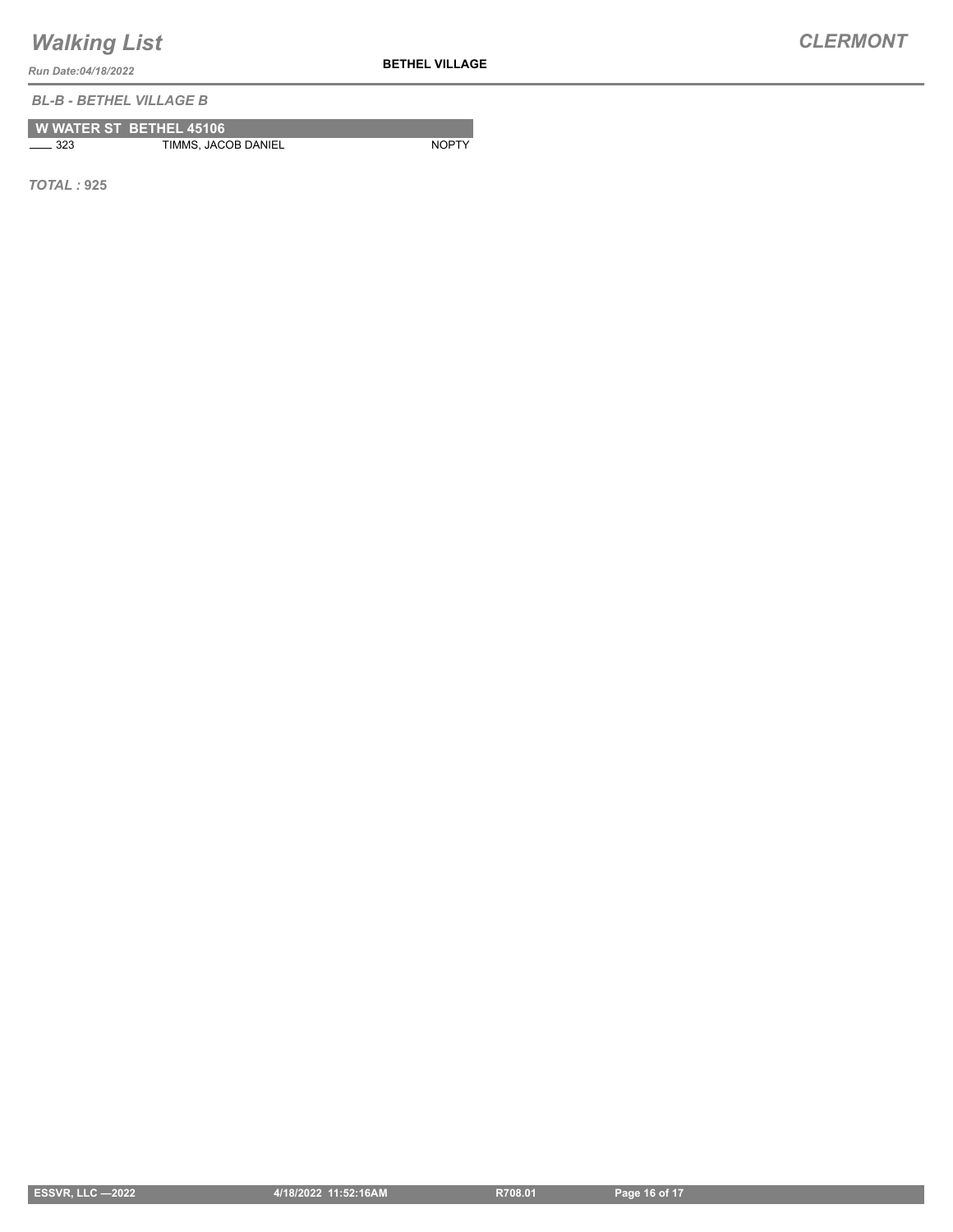*BL-B - BETHEL VILLAGE B*

| W WATER ST BETHEL 45106 | | |
|---|---|---|
| ____ 323 | TIMMS, JACOB DANIEL | NOPTY |

***TOTAL :* 925**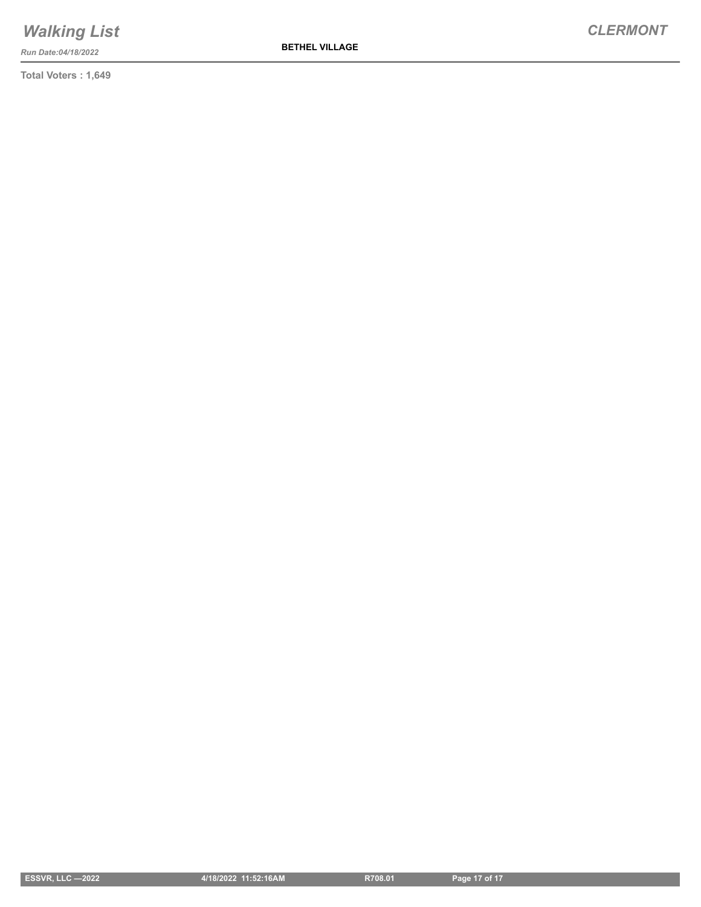Total Voters : 1,649